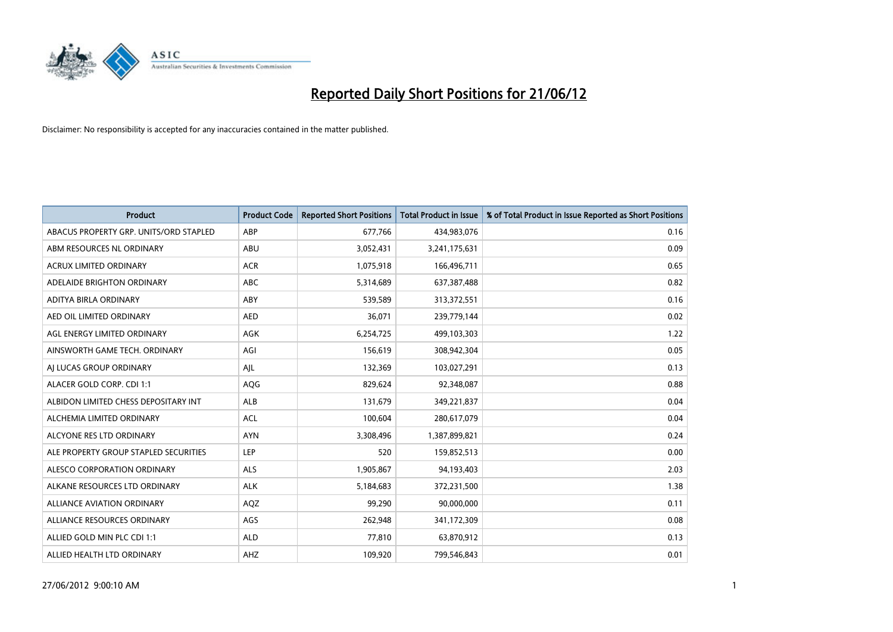# Reported Daily Short Positions for 21/06/12

Disclaimer: No responsibility is accepted for any inaccuracies contained in the matter published.

| Product | Product Code | Reported Short Positions | Total Product in Issue | % of Total Product in Issue Reported as Short Positions |
|---|---|---|---|---|
| ABACUS PROPERTY GRP. UNITS/ORD STAPLED | ABP | 677,766 | 434,983,076 | 0.16 |
| ABM RESOURCES NL ORDINARY | ABU | 3,052,431 | 3,241,175,631 | 0.09 |
| ACRUX LIMITED ORDINARY | ACR | 1,075,918 | 166,496,711 | 0.65 |
| ADELAIDE BRIGHTON ORDINARY | ABC | 5,314,689 | 637,387,488 | 0.82 |
| ADITYA BIRLA ORDINARY | ABY | 539,589 | 313,372,551 | 0.16 |
| AED OIL LIMITED ORDINARY | AED | 36,071 | 239,779,144 | 0.02 |
| AGL ENERGY LIMITED ORDINARY | AGK | 6,254,725 | 499,103,303 | 1.22 |
| AINSWORTH GAME TECH. ORDINARY | AGI | 156,619 | 308,942,304 | 0.05 |
| AJ LUCAS GROUP ORDINARY | AJL | 132,369 | 103,027,291 | 0.13 |
| ALACER GOLD CORP. CDI 1:1 | AQG | 829,624 | 92,348,087 | 0.88 |
| ALBIDON LIMITED CHESS DEPOSITARY INT | ALB | 131,679 | 349,221,837 | 0.04 |
| ALCHEMIA LIMITED ORDINARY | ACL | 100,604 | 280,617,079 | 0.04 |
| ALCYONE RES LTD ORDINARY | AYN | 3,308,496 | 1,387,899,821 | 0.24 |
| ALE PROPERTY GROUP STAPLED SECURITIES | LEP | 520 | 159,852,513 | 0.00 |
| ALESCO CORPORATION ORDINARY | ALS | 1,905,867 | 94,193,403 | 2.03 |
| ALKANE RESOURCES LTD ORDINARY | ALK | 5,184,683 | 372,231,500 | 1.38 |
| ALLIANCE AVIATION ORDINARY | AQZ | 99,290 | 90,000,000 | 0.11 |
| ALLIANCE RESOURCES ORDINARY | AGS | 262,948 | 341,172,309 | 0.08 |
| ALLIED GOLD MIN PLC CDI 1:1 | ALD | 77,810 | 63,870,912 | 0.13 |
| ALLIED HEALTH LTD ORDINARY | AHZ | 109,920 | 799,546,843 | 0.01 |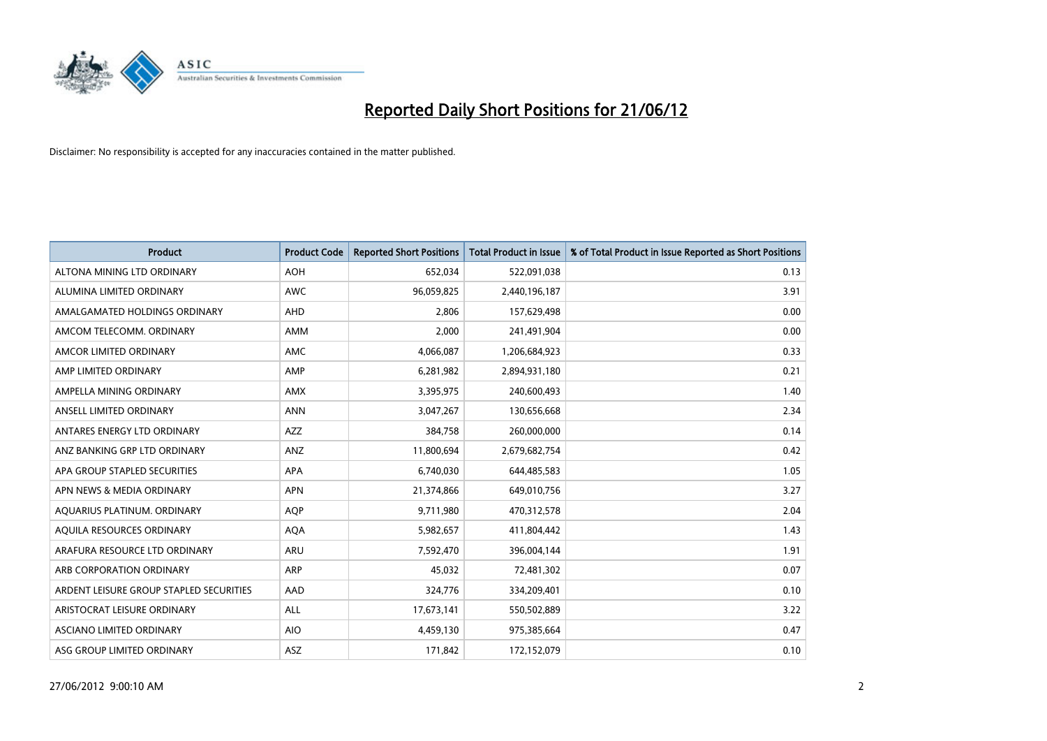# Reported Daily Short Positions for 21/06/12

Disclaimer: No responsibility is accepted for any inaccuracies contained in the matter published.

| Product | Product Code | Reported Short Positions | Total Product in Issue | % of Total Product in Issue Reported as Short Positions |
|---|---|---|---|---|
| ALTONA MINING LTD ORDINARY | AOH | 652,034 | 522,091,038 | 0.13 |
| ALUMINA LIMITED ORDINARY | AWC | 96,059,825 | 2,440,196,187 | 3.91 |
| AMALGAMATED HOLDINGS ORDINARY | AHD | 2,806 | 157,629,498 | 0.00 |
| AMCOM TELECOMM. ORDINARY | AMM | 2,000 | 241,491,904 | 0.00 |
| AMCOR LIMITED ORDINARY | AMC | 4,066,087 | 1,206,684,923 | 0.33 |
| AMP LIMITED ORDINARY | AMP | 6,281,982 | 2,894,931,180 | 0.21 |
| AMPELLA MINING ORDINARY | AMX | 3,395,975 | 240,600,493 | 1.40 |
| ANSELL LIMITED ORDINARY | ANN | 3,047,267 | 130,656,668 | 2.34 |
| ANTARES ENERGY LTD ORDINARY | AZZ | 384,758 | 260,000,000 | 0.14 |
| ANZ BANKING GRP LTD ORDINARY | ANZ | 11,800,694 | 2,679,682,754 | 0.42 |
| APA GROUP STAPLED SECURITIES | APA | 6,740,030 | 644,485,583 | 1.05 |
| APN NEWS & MEDIA ORDINARY | APN | 21,374,866 | 649,010,756 | 3.27 |
| AQUARIUS PLATINUM. ORDINARY | AQP | 9,711,980 | 470,312,578 | 2.04 |
| AQUILA RESOURCES ORDINARY | AQA | 5,982,657 | 411,804,442 | 1.43 |
| ARAFURA RESOURCE LTD ORDINARY | ARU | 7,592,470 | 396,004,144 | 1.91 |
| ARB CORPORATION ORDINARY | ARP | 45,032 | 72,481,302 | 0.07 |
| ARDENT LEISURE GROUP STAPLED SECURITIES | AAD | 324,776 | 334,209,401 | 0.10 |
| ARISTOCRAT LEISURE ORDINARY | ALL | 17,673,141 | 550,502,889 | 3.22 |
| ASCIANO LIMITED ORDINARY | AIO | 4,459,130 | 975,385,664 | 0.47 |
| ASG GROUP LIMITED ORDINARY | ASZ | 171,842 | 172,152,079 | 0.10 |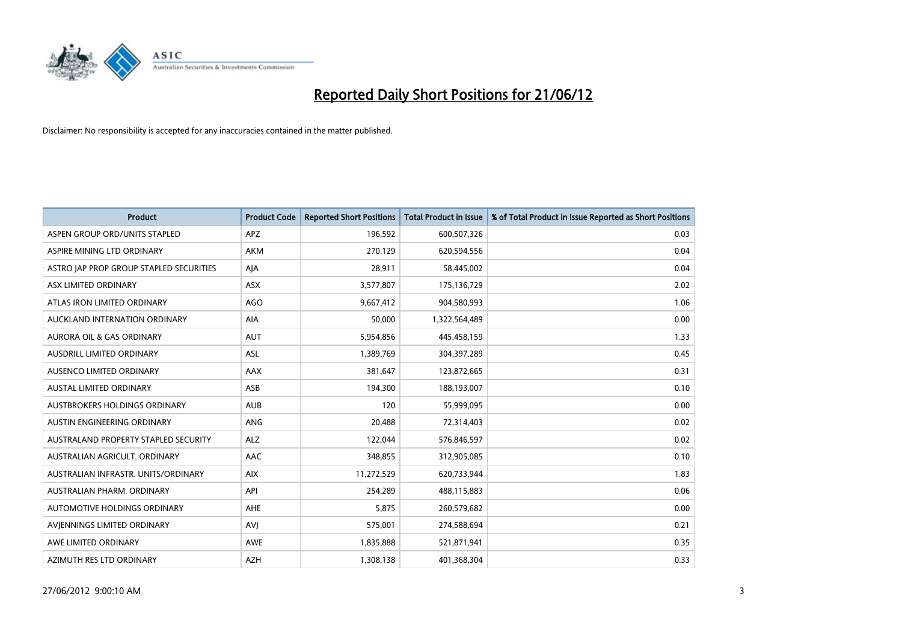# Reported Daily Short Positions for 21/06/12

Disclaimer: No responsibility is accepted for any inaccuracies contained in the matter published.

| Product | Product Code | Reported Short Positions | Total Product in Issue | % of Total Product in Issue Reported as Short Positions |
|---|---|---|---|---|
| ASPEN GROUP ORD/UNITS STAPLED | APZ | 196,592 | 600,507,326 | 0.03 |
| ASPIRE MINING LTD ORDINARY | AKM | 270,129 | 620,594,556 | 0.04 |
| ASTRO JAP PROP GROUP STAPLED SECURITIES | AJA | 28,911 | 58,445,002 | 0.04 |
| ASX LIMITED ORDINARY | ASX | 3,577,807 | 175,136,729 | 2.02 |
| ATLAS IRON LIMITED ORDINARY | AGO | 9,667,412 | 904,580,993 | 1.06 |
| AUCKLAND INTERNATION ORDINARY | AIA | 50,000 | 1,322,564,489 | 0.00 |
| AURORA OIL & GAS ORDINARY | AUT | 5,954,856 | 445,458,159 | 1.33 |
| AUSDRILL LIMITED ORDINARY | ASL | 1,389,769 | 304,397,289 | 0.45 |
| AUSENCO LIMITED ORDINARY | AAX | 381,647 | 123,872,665 | 0.31 |
| AUSTAL LIMITED ORDINARY | ASB | 194,300 | 188,193,007 | 0.10 |
| AUSTBROKERS HOLDINGS ORDINARY | AUB | 120 | 55,999,095 | 0.00 |
| AUSTIN ENGINEERING ORDINARY | ANG | 20,488 | 72,314,403 | 0.02 |
| AUSTRALAND PROPERTY STAPLED SECURITY | ALZ | 122,044 | 576,846,597 | 0.02 |
| AUSTRALIAN AGRICULT. ORDINARY | AAC | 348,855 | 312,905,085 | 0.10 |
| AUSTRALIAN INFRASTR. UNITS/ORDINARY | AIX | 11,272,529 | 620,733,944 | 1.83 |
| AUSTRALIAN PHARM. ORDINARY | API | 254,289 | 488,115,883 | 0.06 |
| AUTOMOTIVE HOLDINGS ORDINARY | AHE | 5,875 | 260,579,682 | 0.00 |
| AVJENNINGS LIMITED ORDINARY | AVJ | 575,001 | 274,588,694 | 0.21 |
| AWE LIMITED ORDINARY | AWE | 1,835,888 | 521,871,941 | 0.35 |
| AZIMUTH RES LTD ORDINARY | AZH | 1,308,138 | 401,368,304 | 0.33 |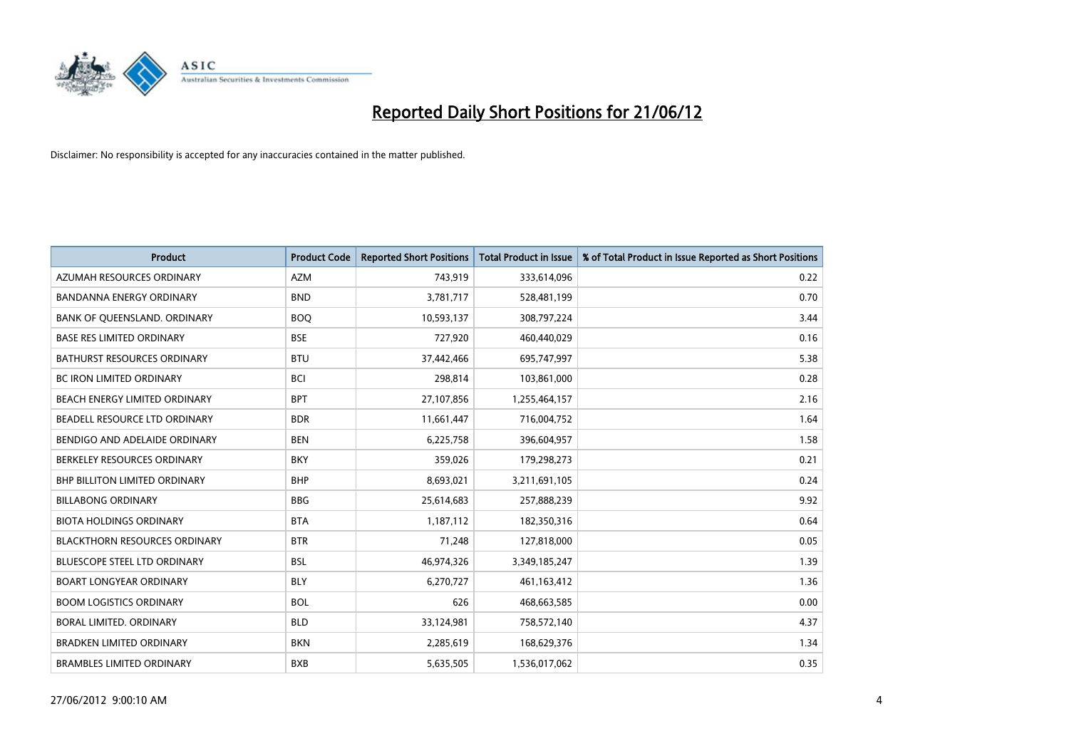# Reported Daily Short Positions for 21/06/12

Disclaimer: No responsibility is accepted for any inaccuracies contained in the matter published.

| Product | Product Code | Reported Short Positions | Total Product in Issue | % of Total Product in Issue Reported as Short Positions |
|---|---|---|---|---|
| AZUMAH RESOURCES ORDINARY | AZM | 743,919 | 333,614,096 | 0.22 |
| BANDANNA ENERGY ORDINARY | BND | 3,781,717 | 528,481,199 | 0.70 |
| BANK OF QUEENSLAND. ORDINARY | BOQ | 10,593,137 | 308,797,224 | 3.44 |
| BASE RES LIMITED ORDINARY | BSE | 727,920 | 460,440,029 | 0.16 |
| BATHURST RESOURCES ORDINARY | BTU | 37,442,466 | 695,747,997 | 5.38 |
| BC IRON LIMITED ORDINARY | BCI | 298,814 | 103,861,000 | 0.28 |
| BEACH ENERGY LIMITED ORDINARY | BPT | 27,107,856 | 1,255,464,157 | 2.16 |
| BEADELL RESOURCE LTD ORDINARY | BDR | 11,661,447 | 716,004,752 | 1.64 |
| BENDIGO AND ADELAIDE ORDINARY | BEN | 6,225,758 | 396,604,957 | 1.58 |
| BERKELEY RESOURCES ORDINARY | BKY | 359,026 | 179,298,273 | 0.21 |
| BHP BILLITON LIMITED ORDINARY | BHP | 8,693,021 | 3,211,691,105 | 0.24 |
| BILLABONG ORDINARY | BBG | 25,614,683 | 257,888,239 | 9.92 |
| BIOTA HOLDINGS ORDINARY | BTA | 1,187,112 | 182,350,316 | 0.64 |
| BLACKTHORN RESOURCES ORDINARY | BTR | 71,248 | 127,818,000 | 0.05 |
| BLUESCOPE STEEL LTD ORDINARY | BSL | 46,974,326 | 3,349,185,247 | 1.39 |
| BOART LONGYEAR ORDINARY | BLY | 6,270,727 | 461,163,412 | 1.36 |
| BOOM LOGISTICS ORDINARY | BOL | 626 | 468,663,585 | 0.00 |
| BORAL LIMITED. ORDINARY | BLD | 33,124,981 | 758,572,140 | 4.37 |
| BRADKEN LIMITED ORDINARY | BKN | 2,285,619 | 168,629,376 | 1.34 |
| BRAMBLES LIMITED ORDINARY | BXB | 5,635,505 | 1,536,017,062 | 0.35 |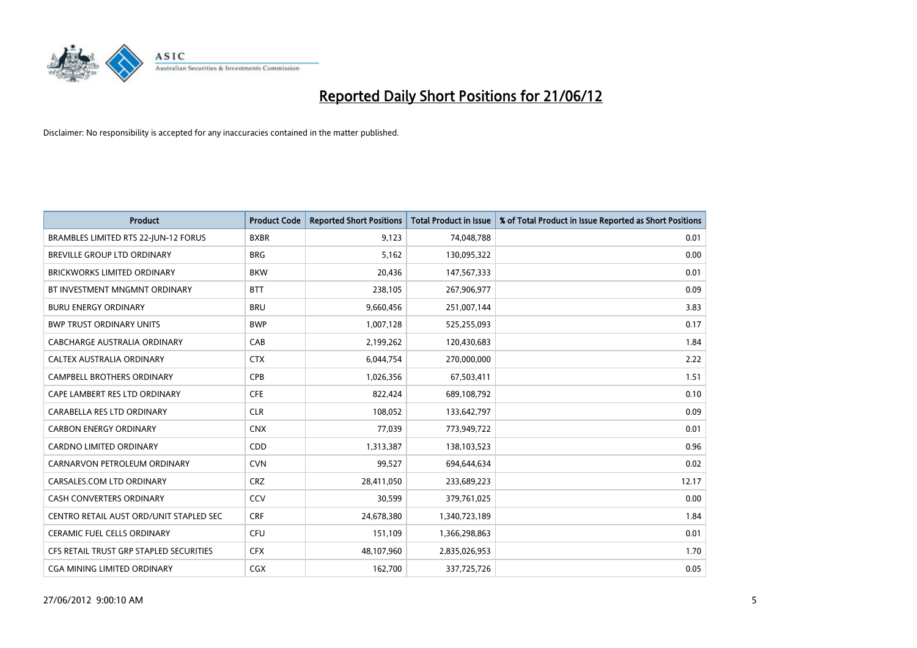# Reported Daily Short Positions for 21/06/12

Disclaimer: No responsibility is accepted for any inaccuracies contained in the matter published.

| Product | Product Code | Reported Short Positions | Total Product in Issue | % of Total Product in Issue Reported as Short Positions |
|---|---|---|---|---|
| BRAMBLES LIMITED RTS 22-JUN-12 FORUS | BXBR | 9,123 | 74,048,788 | 0.01 |
| BREVILLE GROUP LTD ORDINARY | BRG | 5,162 | 130,095,322 | 0.00 |
| BRICKWORKS LIMITED ORDINARY | BKW | 20,436 | 147,567,333 | 0.01 |
| BT INVESTMENT MNGMNT ORDINARY | BTT | 238,105 | 267,906,977 | 0.09 |
| BURU ENERGY ORDINARY | BRU | 9,660,456 | 251,007,144 | 3.83 |
| BWP TRUST ORDINARY UNITS | BWP | 1,007,128 | 525,255,093 | 0.17 |
| CABCHARGE AUSTRALIA ORDINARY | CAB | 2,199,262 | 120,430,683 | 1.84 |
| CALTEX AUSTRALIA ORDINARY | CTX | 6,044,754 | 270,000,000 | 2.22 |
| CAMPBELL BROTHERS ORDINARY | CPB | 1,026,356 | 67,503,411 | 1.51 |
| CAPE LAMBERT RES LTD ORDINARY | CFE | 822,424 | 689,108,792 | 0.10 |
| CARABELLA RES LTD ORDINARY | CLR | 108,052 | 133,642,797 | 0.09 |
| CARBON ENERGY ORDINARY | CNX | 77,039 | 773,949,722 | 0.01 |
| CARDNO LIMITED ORDINARY | CDD | 1,313,387 | 138,103,523 | 0.96 |
| CARNARVON PETROLEUM ORDINARY | CVN | 99,527 | 694,644,634 | 0.02 |
| CARSALES.COM LTD ORDINARY | CRZ | 28,411,050 | 233,689,223 | 12.17 |
| CASH CONVERTERS ORDINARY | CCV | 30,599 | 379,761,025 | 0.00 |
| CENTRO RETAIL AUST ORD/UNIT STAPLED SEC | CRF | 24,678,380 | 1,340,723,189 | 1.84 |
| CERAMIC FUEL CELLS ORDINARY | CFU | 151,109 | 1,366,298,863 | 0.01 |
| CFS RETAIL TRUST GRP STAPLED SECURITIES | CFX | 48,107,960 | 2,835,026,953 | 1.70 |
| CGA MINING LIMITED ORDINARY | CGX | 162,700 | 337,725,726 | 0.05 |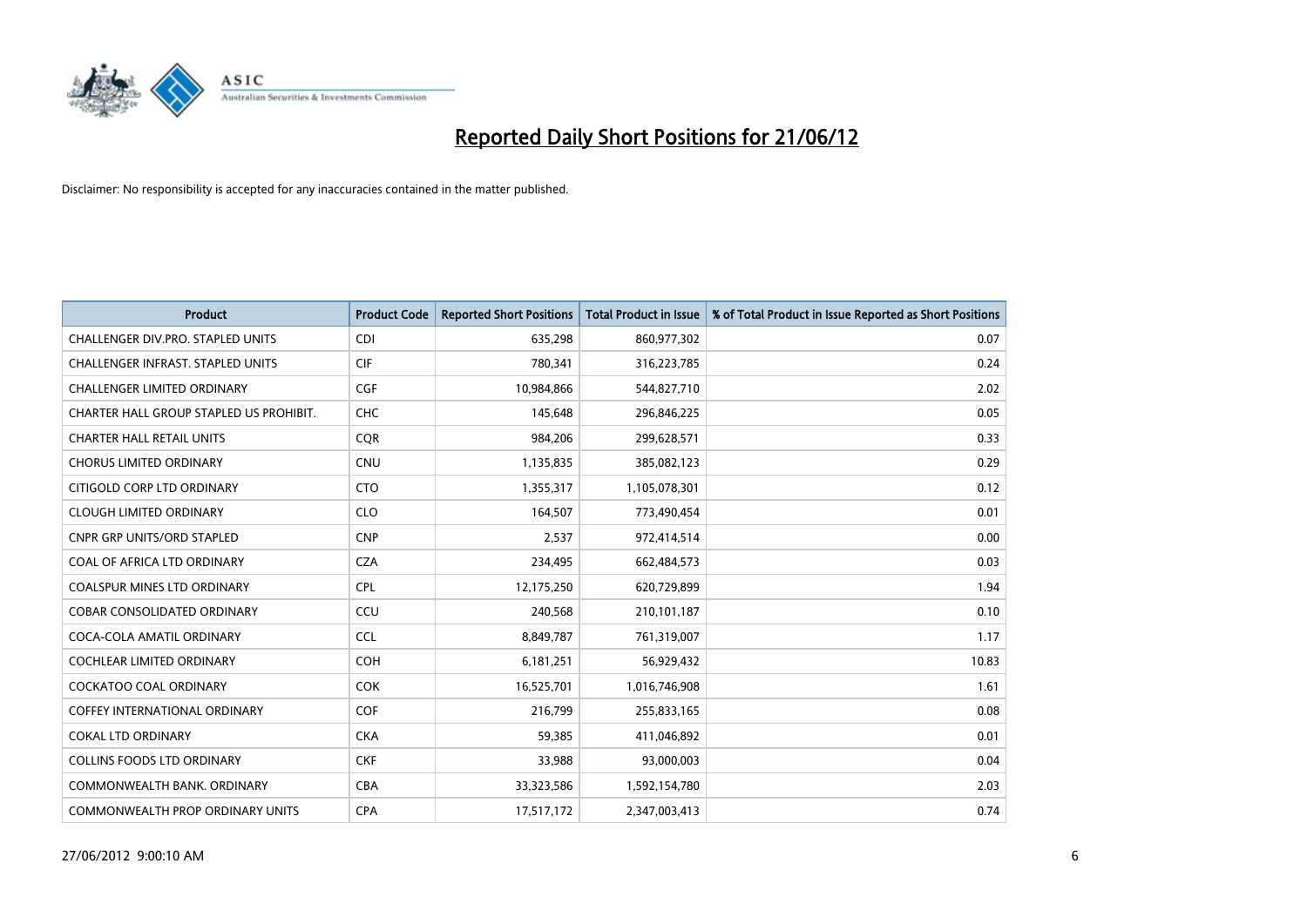# Reported Daily Short Positions for 21/06/12

Disclaimer: No responsibility is accepted for any inaccuracies contained in the matter published.

| Product | Product Code | Reported Short Positions | Total Product in Issue | % of Total Product in Issue Reported as Short Positions |
|---|---|---|---|---|
| CHALLENGER DIV.PRO. STAPLED UNITS | CDI | 635,298 | 860,977,302 | 0.07 |
| CHALLENGER INFRAST. STAPLED UNITS | CIF | 780,341 | 316,223,785 | 0.24 |
| CHALLENGER LIMITED ORDINARY | CGF | 10,984,866 | 544,827,710 | 2.02 |
| CHARTER HALL GROUP STAPLED US PROHIBIT. | CHC | 145,648 | 296,846,225 | 0.05 |
| CHARTER HALL RETAIL UNITS | CQR | 984,206 | 299,628,571 | 0.33 |
| CHORUS LIMITED ORDINARY | CNU | 1,135,835 | 385,082,123 | 0.29 |
| CITIGOLD CORP LTD ORDINARY | CTO | 1,355,317 | 1,105,078,301 | 0.12 |
| CLOUGH LIMITED ORDINARY | CLO | 164,507 | 773,490,454 | 0.01 |
| CNPR GRP UNITS/ORD STAPLED | CNP | 2,537 | 972,414,514 | 0.00 |
| COAL OF AFRICA LTD ORDINARY | CZA | 234,495 | 662,484,573 | 0.03 |
| COALSPUR MINES LTD ORDINARY | CPL | 12,175,250 | 620,729,899 | 1.94 |
| COBAR CONSOLIDATED ORDINARY | CCU | 240,568 | 210,101,187 | 0.10 |
| COCA-COLA AMATIL ORDINARY | CCL | 8,849,787 | 761,319,007 | 1.17 |
| COCHLEAR LIMITED ORDINARY | COH | 6,181,251 | 56,929,432 | 10.83 |
| COCKATOO COAL ORDINARY | COK | 16,525,701 | 1,016,746,908 | 1.61 |
| COFFEY INTERNATIONAL ORDINARY | COF | 216,799 | 255,833,165 | 0.08 |
| COKAL LTD ORDINARY | CKA | 59,385 | 411,046,892 | 0.01 |
| COLLINS FOODS LTD ORDINARY | CKF | 33,988 | 93,000,003 | 0.04 |
| COMMONWEALTH BANK. ORDINARY | CBA | 33,323,586 | 1,592,154,780 | 2.03 |
| COMMONWEALTH PROP ORDINARY UNITS | CPA | 17,517,172 | 2,347,003,413 | 0.74 |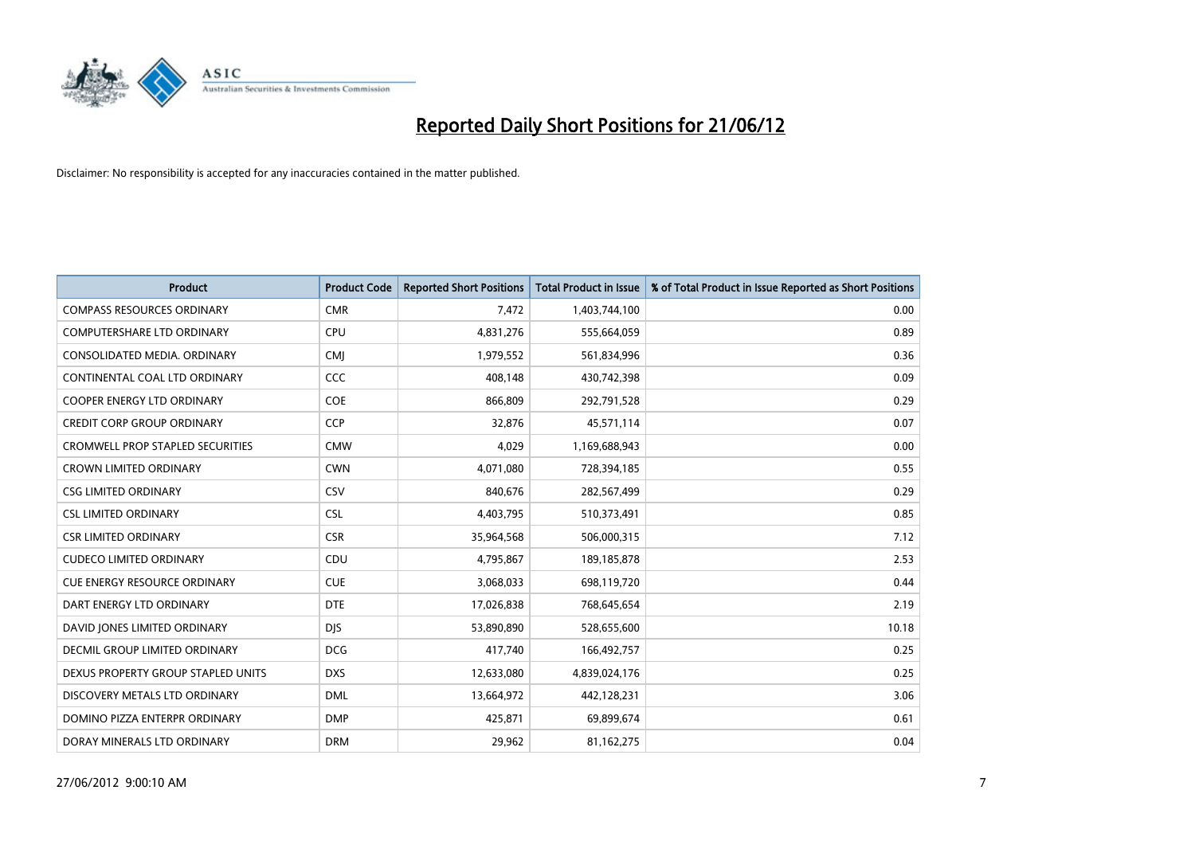# Reported Daily Short Positions for 21/06/12

Disclaimer: No responsibility is accepted for any inaccuracies contained in the matter published.

| Product | Product Code | Reported Short Positions | Total Product in Issue | % of Total Product in Issue Reported as Short Positions |
|---|---|---|---|---|
| COMPASS RESOURCES ORDINARY | CMR | 7,472 | 1,403,744,100 | 0.00 |
| COMPUTERSHARE LTD ORDINARY | CPU | 4,831,276 | 555,664,059 | 0.89 |
| CONSOLIDATED MEDIA. ORDINARY | CMJ | 1,979,552 | 561,834,996 | 0.36 |
| CONTINENTAL COAL LTD ORDINARY | CCC | 408,148 | 430,742,398 | 0.09 |
| COOPER ENERGY LTD ORDINARY | COE | 866,809 | 292,791,528 | 0.29 |
| CREDIT CORP GROUP ORDINARY | CCP | 32,876 | 45,571,114 | 0.07 |
| CROMWELL PROP STAPLED SECURITIES | CMW | 4,029 | 1,169,688,943 | 0.00 |
| CROWN LIMITED ORDINARY | CWN | 4,071,080 | 728,394,185 | 0.55 |
| CSG LIMITED ORDINARY | CSV | 840,676 | 282,567,499 | 0.29 |
| CSL LIMITED ORDINARY | CSL | 4,403,795 | 510,373,491 | 0.85 |
| CSR LIMITED ORDINARY | CSR | 35,964,568 | 506,000,315 | 7.12 |
| CUDECO LIMITED ORDINARY | CDU | 4,795,867 | 189,185,878 | 2.53 |
| CUE ENERGY RESOURCE ORDINARY | CUE | 3,068,033 | 698,119,720 | 0.44 |
| DART ENERGY LTD ORDINARY | DTE | 17,026,838 | 768,645,654 | 2.19 |
| DAVID JONES LIMITED ORDINARY | DJS | 53,890,890 | 528,655,600 | 10.18 |
| DECMIL GROUP LIMITED ORDINARY | DCG | 417,740 | 166,492,757 | 0.25 |
| DEXUS PROPERTY GROUP STAPLED UNITS | DXS | 12,633,080 | 4,839,024,176 | 0.25 |
| DISCOVERY METALS LTD ORDINARY | DML | 13,664,972 | 442,128,231 | 3.06 |
| DOMINO PIZZA ENTERPR ORDINARY | DMP | 425,871 | 69,899,674 | 0.61 |
| DORAY MINERALS LTD ORDINARY | DRM | 29,962 | 81,162,275 | 0.04 |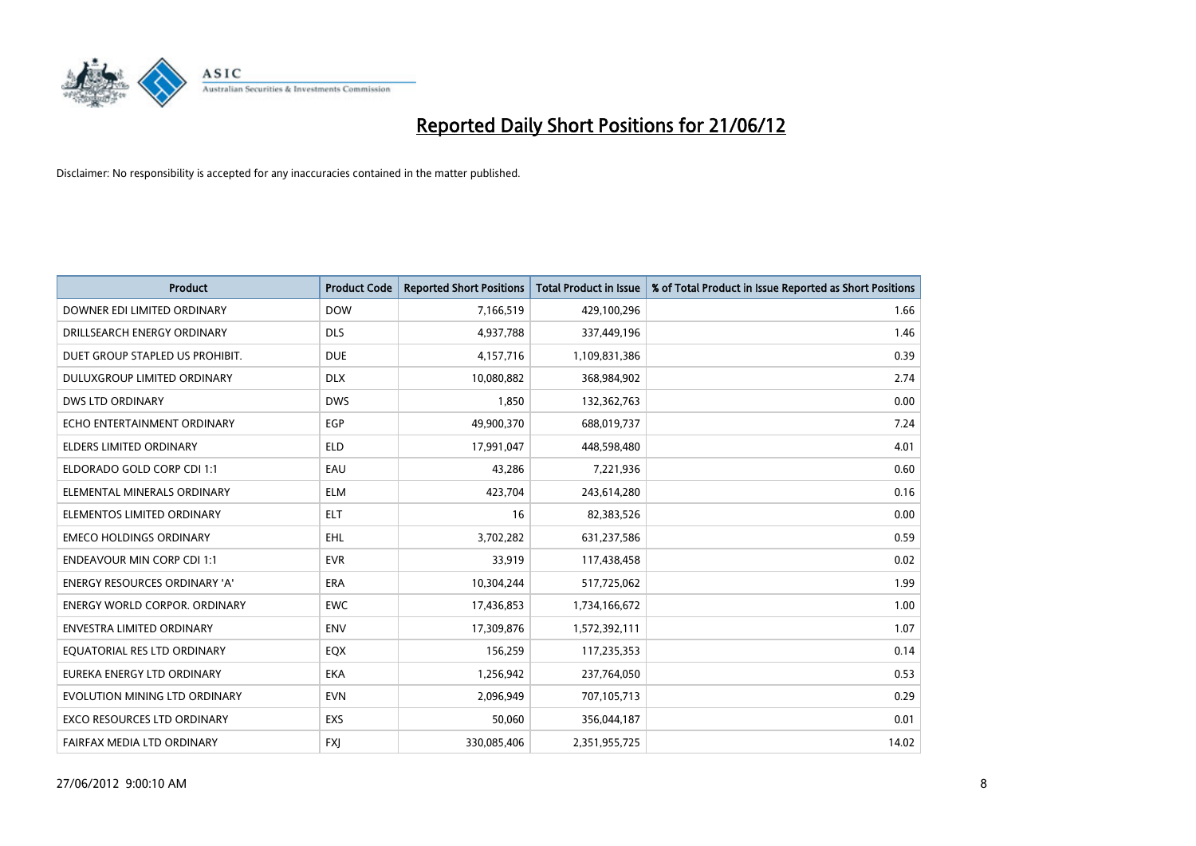# Reported Daily Short Positions for 21/06/12

Disclaimer: No responsibility is accepted for any inaccuracies contained in the matter published.

| Product | Product Code | Reported Short Positions | Total Product in Issue | % of Total Product in Issue Reported as Short Positions |
|---|---|---|---|---|
| DOWNER EDI LIMITED ORDINARY | DOW | 7,166,519 | 429,100,296 | 1.66 |
| DRILLSEARCH ENERGY ORDINARY | DLS | 4,937,788 | 337,449,196 | 1.46 |
| DUET GROUP STAPLED US PROHIBIT. | DUE | 4,157,716 | 1,109,831,386 | 0.39 |
| DULUXGROUP LIMITED ORDINARY | DLX | 10,080,882 | 368,984,902 | 2.74 |
| DWS LTD ORDINARY | DWS | 1,850 | 132,362,763 | 0.00 |
| ECHO ENTERTAINMENT ORDINARY | EGP | 49,900,370 | 688,019,737 | 7.24 |
| ELDERS LIMITED ORDINARY | ELD | 17,991,047 | 448,598,480 | 4.01 |
| ELDORADO GOLD CORP CDI 1:1 | EAU | 43,286 | 7,221,936 | 0.60 |
| ELEMENTAL MINERALS ORDINARY | ELM | 423,704 | 243,614,280 | 0.16 |
| ELEMENTOS LIMITED ORDINARY | ELT | 16 | 82,383,526 | 0.00 |
| EMECO HOLDINGS ORDINARY | EHL | 3,702,282 | 631,237,586 | 0.59 |
| ENDEAVOUR MIN CORP CDI 1:1 | EVR | 33,919 | 117,438,458 | 0.02 |
| ENERGY RESOURCES ORDINARY 'A' | ERA | 10,304,244 | 517,725,062 | 1.99 |
| ENERGY WORLD CORPOR. ORDINARY | EWC | 17,436,853 | 1,734,166,672 | 1.00 |
| ENVESTRA LIMITED ORDINARY | ENV | 17,309,876 | 1,572,392,111 | 1.07 |
| EQUATORIAL RES LTD ORDINARY | EQX | 156,259 | 117,235,353 | 0.14 |
| EUREKA ENERGY LTD ORDINARY | EKA | 1,256,942 | 237,764,050 | 0.53 |
| EVOLUTION MINING LTD ORDINARY | EVN | 2,096,949 | 707,105,713 | 0.29 |
| EXCO RESOURCES LTD ORDINARY | EXS | 50,060 | 356,044,187 | 0.01 |
| FAIRFAX MEDIA LTD ORDINARY | FXJ | 330,085,406 | 2,351,955,725 | 14.02 |

27/06/2012 9:00:10 AM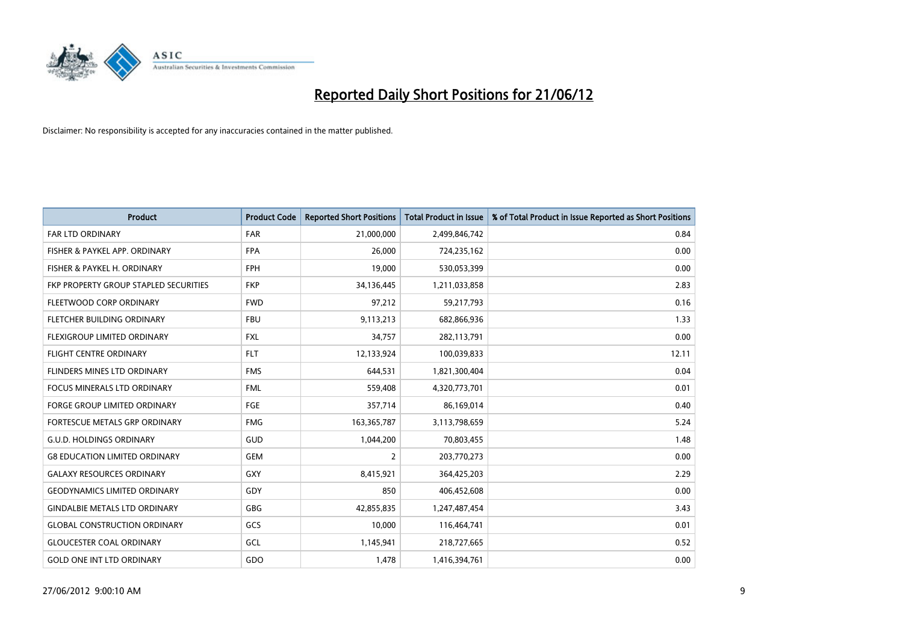# Reported Daily Short Positions for 21/06/12

Disclaimer: No responsibility is accepted for any inaccuracies contained in the matter published.

| Product | Product Code | Reported Short Positions | Total Product in Issue | % of Total Product in Issue Reported as Short Positions |
|---|---|---|---|---|
| FAR LTD ORDINARY | FAR | 21,000,000 | 2,499,846,742 | 0.84 |
| FISHER & PAYKEL APP. ORDINARY | FPA | 26,000 | 724,235,162 | 0.00 |
| FISHER & PAYKEL H. ORDINARY | FPH | 19,000 | 530,053,399 | 0.00 |
| FKP PROPERTY GROUP STAPLED SECURITIES | FKP | 34,136,445 | 1,211,033,858 | 2.83 |
| FLEETWOOD CORP ORDINARY | FWD | 97,212 | 59,217,793 | 0.16 |
| FLETCHER BUILDING ORDINARY | FBU | 9,113,213 | 682,866,936 | 1.33 |
| FLEXIGROUP LIMITED ORDINARY | FXL | 34,757 | 282,113,791 | 0.00 |
| FLIGHT CENTRE ORDINARY | FLT | 12,133,924 | 100,039,833 | 12.11 |
| FLINDERS MINES LTD ORDINARY | FMS | 644,531 | 1,821,300,404 | 0.04 |
| FOCUS MINERALS LTD ORDINARY | FML | 559,408 | 4,320,773,701 | 0.01 |
| FORGE GROUP LIMITED ORDINARY | FGE | 357,714 | 86,169,014 | 0.40 |
| FORTESCUE METALS GRP ORDINARY | FMG | 163,365,787 | 3,113,798,659 | 5.24 |
| G.U.D. HOLDINGS ORDINARY | GUD | 1,044,200 | 70,803,455 | 1.48 |
| G8 EDUCATION LIMITED ORDINARY | GEM | 2 | 203,770,273 | 0.00 |
| GALAXY RESOURCES ORDINARY | GXY | 8,415,921 | 364,425,203 | 2.29 |
| GEODYNAMICS LIMITED ORDINARY | GDY | 850 | 406,452,608 | 0.00 |
| GINDALBIE METALS LTD ORDINARY | GBG | 42,855,835 | 1,247,487,454 | 3.43 |
| GLOBAL CONSTRUCTION ORDINARY | GCS | 10,000 | 116,464,741 | 0.01 |
| GLOUCESTER COAL ORDINARY | GCL | 1,145,941 | 218,727,665 | 0.52 |
| GOLD ONE INT LTD ORDINARY | GDO | 1,478 | 1,416,394,761 | 0.00 |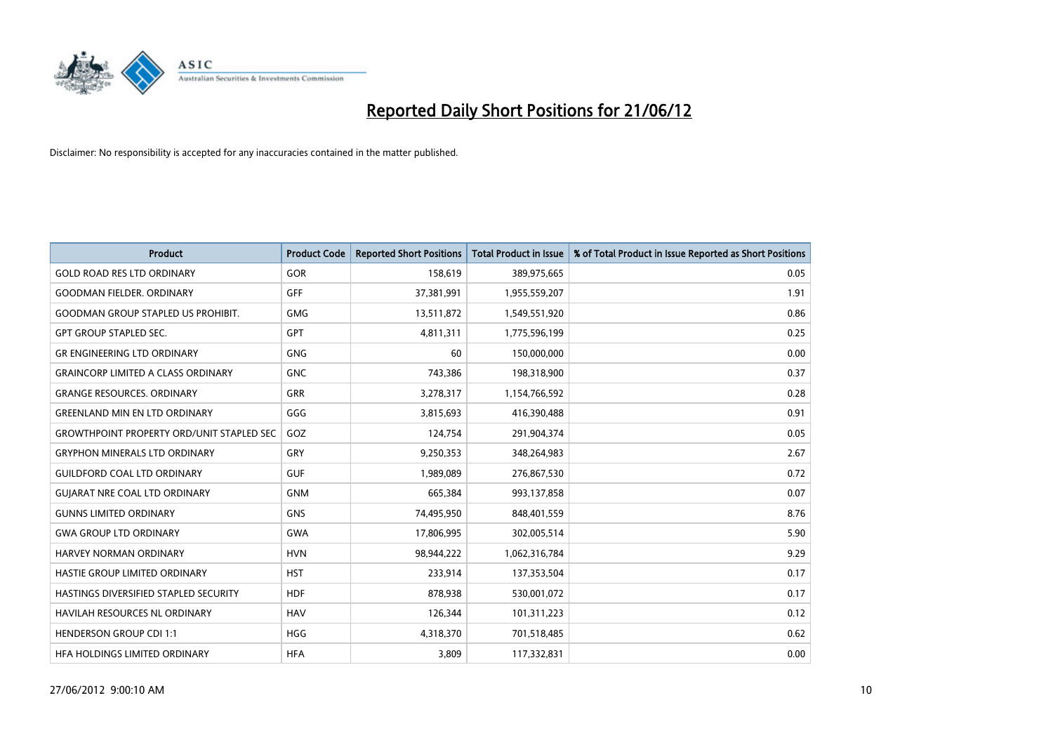# Reported Daily Short Positions for 21/06/12

Disclaimer: No responsibility is accepted for any inaccuracies contained in the matter published.

| Product | Product Code | Reported Short Positions | Total Product in Issue | % of Total Product in Issue Reported as Short Positions |
|---|---|---|---|---|
| GOLD ROAD RES LTD ORDINARY | GOR | 158,619 | 389,975,665 | 0.05 |
| GOODMAN FIELDER. ORDINARY | GFF | 37,381,991 | 1,955,559,207 | 1.91 |
| GOODMAN GROUP STAPLED US PROHIBIT. | GMG | 13,511,872 | 1,549,551,920 | 0.86 |
| GPT GROUP STAPLED SEC. | GPT | 4,811,311 | 1,775,596,199 | 0.25 |
| GR ENGINEERING LTD ORDINARY | GNG | 60 | 150,000,000 | 0.00 |
| GRAINCORP LIMITED A CLASS ORDINARY | GNC | 743,386 | 198,318,900 | 0.37 |
| GRANGE RESOURCES. ORDINARY | GRR | 3,278,317 | 1,154,766,592 | 0.28 |
| GREENLAND MIN EN LTD ORDINARY | GGG | 3,815,693 | 416,390,488 | 0.91 |
| GROWTHPOINT PROPERTY ORD/UNIT STAPLED SEC | GOZ | 124,754 | 291,904,374 | 0.05 |
| GRYPHON MINERALS LTD ORDINARY | GRY | 9,250,353 | 348,264,983 | 2.67 |
| GUILDFORD COAL LTD ORDINARY | GUF | 1,989,089 | 276,867,530 | 0.72 |
| GUJARAT NRE COAL LTD ORDINARY | GNM | 665,384 | 993,137,858 | 0.07 |
| GUNNS LIMITED ORDINARY | GNS | 74,495,950 | 848,401,559 | 8.76 |
| GWA GROUP LTD ORDINARY | GWA | 17,806,995 | 302,005,514 | 5.90 |
| HARVEY NORMAN ORDINARY | HVN | 98,944,222 | 1,062,316,784 | 9.29 |
| HASTIE GROUP LIMITED ORDINARY | HST | 233,914 | 137,353,504 | 0.17 |
| HASTINGS DIVERSIFIED STAPLED SECURITY | HDF | 878,938 | 530,001,072 | 0.17 |
| HAVILAH RESOURCES NL ORDINARY | HAV | 126,344 | 101,311,223 | 0.12 |
| HENDERSON GROUP CDI 1:1 | HGG | 4,318,370 | 701,518,485 | 0.62 |
| HFA HOLDINGS LIMITED ORDINARY | HFA | 3,809 | 117,332,831 | 0.00 |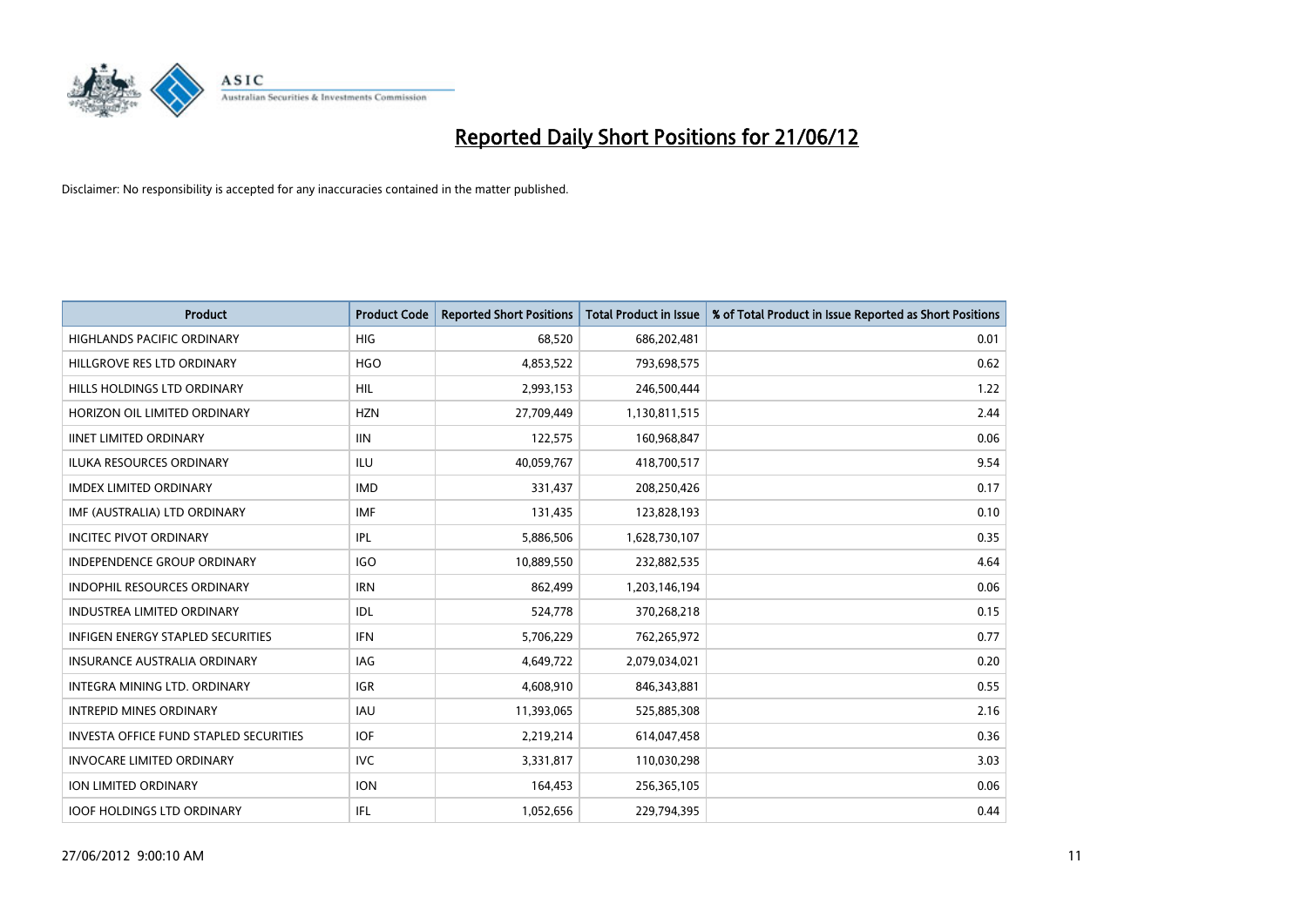# Reported Daily Short Positions for 21/06/12

Disclaimer: No responsibility is accepted for any inaccuracies contained in the matter published.

| Product | Product Code | Reported Short Positions | Total Product in Issue | % of Total Product in Issue Reported as Short Positions |
|---|---|---|---|---|
| HIGHLANDS PACIFIC ORDINARY | HIG | 68,520 | 686,202,481 | 0.01 |
| HILLGROVE RES LTD ORDINARY | HGO | 4,853,522 | 793,698,575 | 0.62 |
| HILLS HOLDINGS LTD ORDINARY | HIL | 2,993,153 | 246,500,444 | 1.22 |
| HORIZON OIL LIMITED ORDINARY | HZN | 27,709,449 | 1,130,811,515 | 2.44 |
| IINET LIMITED ORDINARY | IIN | 122,575 | 160,968,847 | 0.06 |
| ILUKA RESOURCES ORDINARY | ILU | 40,059,767 | 418,700,517 | 9.54 |
| IMDEX LIMITED ORDINARY | IMD | 331,437 | 208,250,426 | 0.17 |
| IMF (AUSTRALIA) LTD ORDINARY | IMF | 131,435 | 123,828,193 | 0.10 |
| INCITEC PIVOT ORDINARY | IPL | 5,886,506 | 1,628,730,107 | 0.35 |
| INDEPENDENCE GROUP ORDINARY | IGO | 10,889,550 | 232,882,535 | 4.64 |
| INDOPHIL RESOURCES ORDINARY | IRN | 862,499 | 1,203,146,194 | 0.06 |
| INDUSTREA LIMITED ORDINARY | IDL | 524,778 | 370,268,218 | 0.15 |
| INFIGEN ENERGY STAPLED SECURITIES | IFN | 5,706,229 | 762,265,972 | 0.77 |
| INSURANCE AUSTRALIA ORDINARY | IAG | 4,649,722 | 2,079,034,021 | 0.20 |
| INTEGRA MINING LTD. ORDINARY | IGR | 4,608,910 | 846,343,881 | 0.55 |
| INTREPID MINES ORDINARY | IAU | 11,393,065 | 525,885,308 | 2.16 |
| INVESTA OFFICE FUND STAPLED SECURITIES | IOF | 2,219,214 | 614,047,458 | 0.36 |
| INVOCARE LIMITED ORDINARY | IVC | 3,331,817 | 110,030,298 | 3.03 |
| ION LIMITED ORDINARY | ION | 164,453 | 256,365,105 | 0.06 |
| IOOF HOLDINGS LTD ORDINARY | IFL | 1,052,656 | 229,794,395 | 0.44 |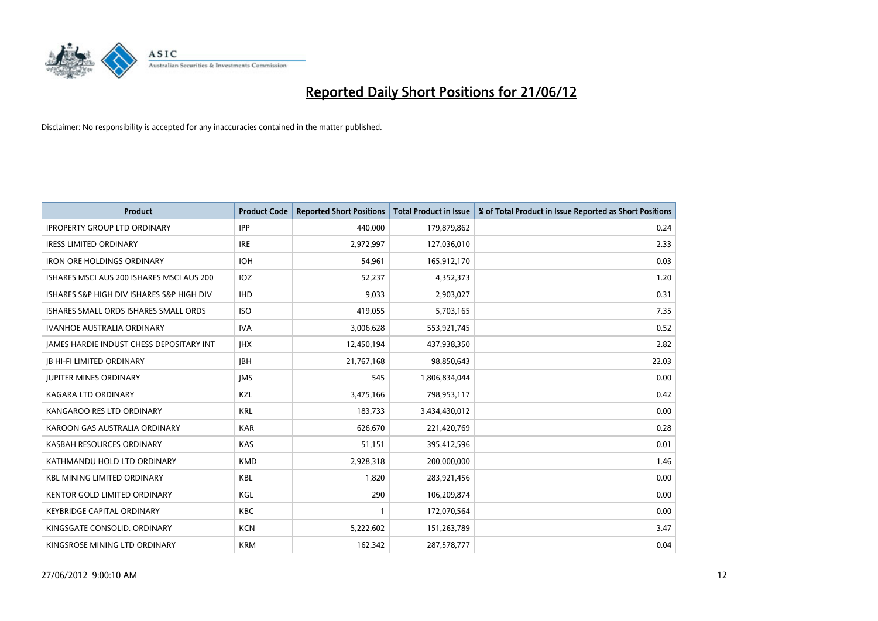# Reported Daily Short Positions for 21/06/12

Disclaimer: No responsibility is accepted for any inaccuracies contained in the matter published.

| Product | Product Code | Reported Short Positions | Total Product in Issue | % of Total Product in Issue Reported as Short Positions |
|---|---|---|---|---|
| IPROPERTY GROUP LTD ORDINARY | IPP | 440,000 | 179,879,862 | 0.24 |
| IRESS LIMITED ORDINARY | IRE | 2,972,997 | 127,036,010 | 2.33 |
| IRON ORE HOLDINGS ORDINARY | IOH | 54,961 | 165,912,170 | 0.03 |
| ISHARES MSCI AUS 200 ISHARES MSCI AUS 200 | IOZ | 52,237 | 4,352,373 | 1.20 |
| ISHARES S&P HIGH DIV ISHARES S&P HIGH DIV | IHD | 9,033 | 2,903,027 | 0.31 |
| ISHARES SMALL ORDS ISHARES SMALL ORDS | ISO | 419,055 | 5,703,165 | 7.35 |
| IVANHOE AUSTRALIA ORDINARY | IVA | 3,006,628 | 553,921,745 | 0.52 |
| JAMES HARDIE INDUST CHESS DEPOSITARY INT | JHX | 12,450,194 | 437,938,350 | 2.82 |
| JB HI-FI LIMITED ORDINARY | JBH | 21,767,168 | 98,850,643 | 22.03 |
| JUPITER MINES ORDINARY | JMS | 545 | 1,806,834,044 | 0.00 |
| KAGARA LTD ORDINARY | KZL | 3,475,166 | 798,953,117 | 0.42 |
| KANGAROO RES LTD ORDINARY | KRL | 183,733 | 3,434,430,012 | 0.00 |
| KAROON GAS AUSTRALIA ORDINARY | KAR | 626,670 | 221,420,769 | 0.28 |
| KASBAH RESOURCES ORDINARY | KAS | 51,151 | 395,412,596 | 0.01 |
| KATHMANDU HOLD LTD ORDINARY | KMD | 2,928,318 | 200,000,000 | 1.46 |
| KBL MINING LIMITED ORDINARY | KBL | 1,820 | 283,921,456 | 0.00 |
| KENTOR GOLD LIMITED ORDINARY | KGL | 290 | 106,209,874 | 0.00 |
| KEYBRIDGE CAPITAL ORDINARY | KBC | 1 | 172,070,564 | 0.00 |
| KINGSGATE CONSOLID. ORDINARY | KCN | 5,222,602 | 151,263,789 | 3.47 |
| KINGSROSE MINING LTD ORDINARY | KRM | 162,342 | 287,578,777 | 0.04 |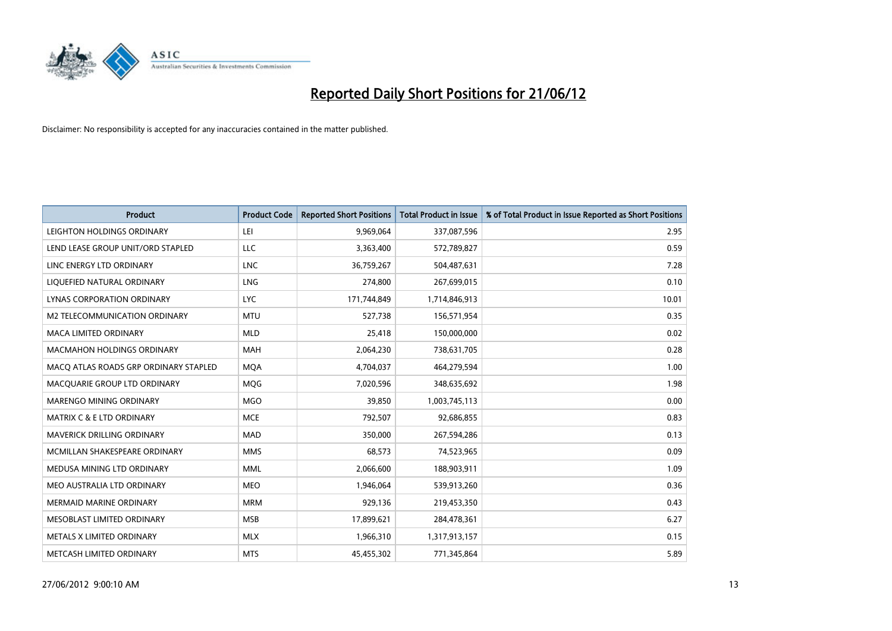# Reported Daily Short Positions for 21/06/12

Disclaimer: No responsibility is accepted for any inaccuracies contained in the matter published.

| Product | Product Code | Reported Short Positions | Total Product in Issue | % of Total Product in Issue Reported as Short Positions |
|---|---|---|---|---|
| LEIGHTON HOLDINGS ORDINARY | LEI | 9,969,064 | 337,087,596 | 2.95 |
| LEND LEASE GROUP UNIT/ORD STAPLED | LLC | 3,363,400 | 572,789,827 | 0.59 |
| LINC ENERGY LTD ORDINARY | LNC | 36,759,267 | 504,487,631 | 7.28 |
| LIQUEFIED NATURAL ORDINARY | LNG | 274,800 | 267,699,015 | 0.10 |
| LYNAS CORPORATION ORDINARY | LYC | 171,744,849 | 1,714,846,913 | 10.01 |
| M2 TELECOMMUNICATION ORDINARY | MTU | 527,738 | 156,571,954 | 0.35 |
| MACA LIMITED ORDINARY | MLD | 25,418 | 150,000,000 | 0.02 |
| MACMAHON HOLDINGS ORDINARY | MAH | 2,064,230 | 738,631,705 | 0.28 |
| MACQ ATLAS ROADS GRP ORDINARY STAPLED | MQA | 4,704,037 | 464,279,594 | 1.00 |
| MACQUARIE GROUP LTD ORDINARY | MQG | 7,020,596 | 348,635,692 | 1.98 |
| MARENGO MINING ORDINARY | MGO | 39,850 | 1,003,745,113 | 0.00 |
| MATRIX C & E LTD ORDINARY | MCE | 792,507 | 92,686,855 | 0.83 |
| MAVERICK DRILLING ORDINARY | MAD | 350,000 | 267,594,286 | 0.13 |
| MCMILLAN SHAKESPEARE ORDINARY | MMS | 68,573 | 74,523,965 | 0.09 |
| MEDUSA MINING LTD ORDINARY | MML | 2,066,600 | 188,903,911 | 1.09 |
| MEO AUSTRALIA LTD ORDINARY | MEO | 1,946,064 | 539,913,260 | 0.36 |
| MERMAID MARINE ORDINARY | MRM | 929,136 | 219,453,350 | 0.43 |
| MESOBLAST LIMITED ORDINARY | MSB | 17,899,621 | 284,478,361 | 6.27 |
| METALS X LIMITED ORDINARY | MLX | 1,966,310 | 1,317,913,157 | 0.15 |
| METCASH LIMITED ORDINARY | MTS | 45,455,302 | 771,345,864 | 5.89 |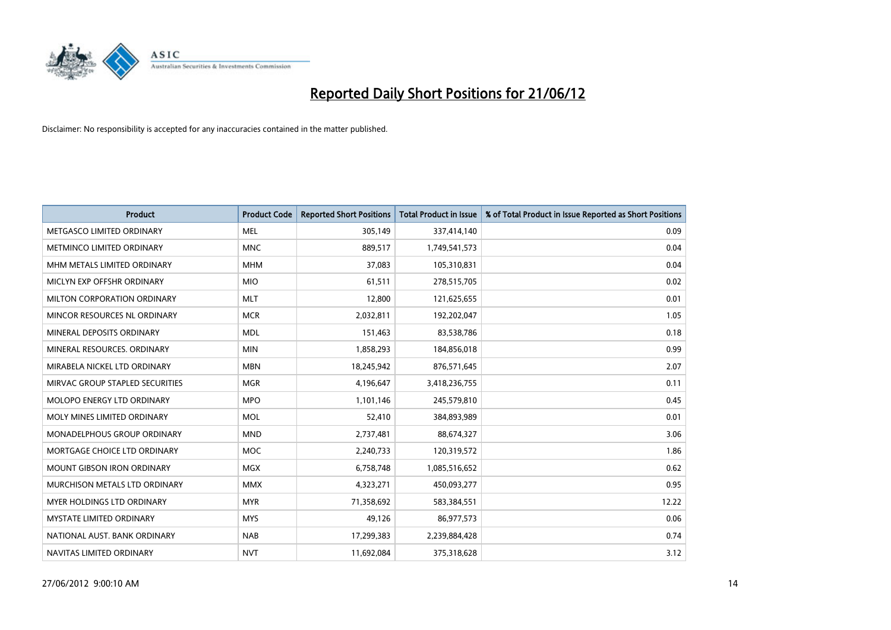# Reported Daily Short Positions for 21/06/12

Disclaimer: No responsibility is accepted for any inaccuracies contained in the matter published.

| Product | Product Code | Reported Short Positions | Total Product in Issue | % of Total Product in Issue Reported as Short Positions |
| --- | --- | --- | --- | --- |
| METGASCO LIMITED ORDINARY | MEL | 305,149 | 337,414,140 | 0.09 |
| METMINCO LIMITED ORDINARY | MNC | 889,517 | 1,749,541,573 | 0.04 |
| MHM METALS LIMITED ORDINARY | MHM | 37,083 | 105,310,831 | 0.04 |
| MICLYN EXP OFFSHR ORDINARY | MIO | 61,511 | 278,515,705 | 0.02 |
| MILTON CORPORATION ORDINARY | MLT | 12,800 | 121,625,655 | 0.01 |
| MINCOR RESOURCES NL ORDINARY | MCR | 2,032,811 | 192,202,047 | 1.05 |
| MINERAL DEPOSITS ORDINARY | MDL | 151,463 | 83,538,786 | 0.18 |
| MINERAL RESOURCES. ORDINARY | MIN | 1,858,293 | 184,856,018 | 0.99 |
| MIRABELA NICKEL LTD ORDINARY | MBN | 18,245,942 | 876,571,645 | 2.07 |
| MIRVAC GROUP STAPLED SECURITIES | MGR | 4,196,647 | 3,418,236,755 | 0.11 |
| MOLOPO ENERGY LTD ORDINARY | MPO | 1,101,146 | 245,579,810 | 0.45 |
| MOLY MINES LIMITED ORDINARY | MOL | 52,410 | 384,893,989 | 0.01 |
| MONADELPHOUS GROUP ORDINARY | MND | 2,737,481 | 88,674,327 | 3.06 |
| MORTGAGE CHOICE LTD ORDINARY | MOC | 2,240,733 | 120,319,572 | 1.86 |
| MOUNT GIBSON IRON ORDINARY | MGX | 6,758,748 | 1,085,516,652 | 0.62 |
| MURCHISON METALS LTD ORDINARY | MMX | 4,323,271 | 450,093,277 | 0.95 |
| MYER HOLDINGS LTD ORDINARY | MYR | 71,358,692 | 583,384,551 | 12.22 |
| MYSTATE LIMITED ORDINARY | MYS | 49,126 | 86,977,573 | 0.06 |
| NATIONAL AUST. BANK ORDINARY | NAB | 17,299,383 | 2,239,884,428 | 0.74 |
| NAVITAS LIMITED ORDINARY | NVT | 11,692,084 | 375,318,628 | 3.12 |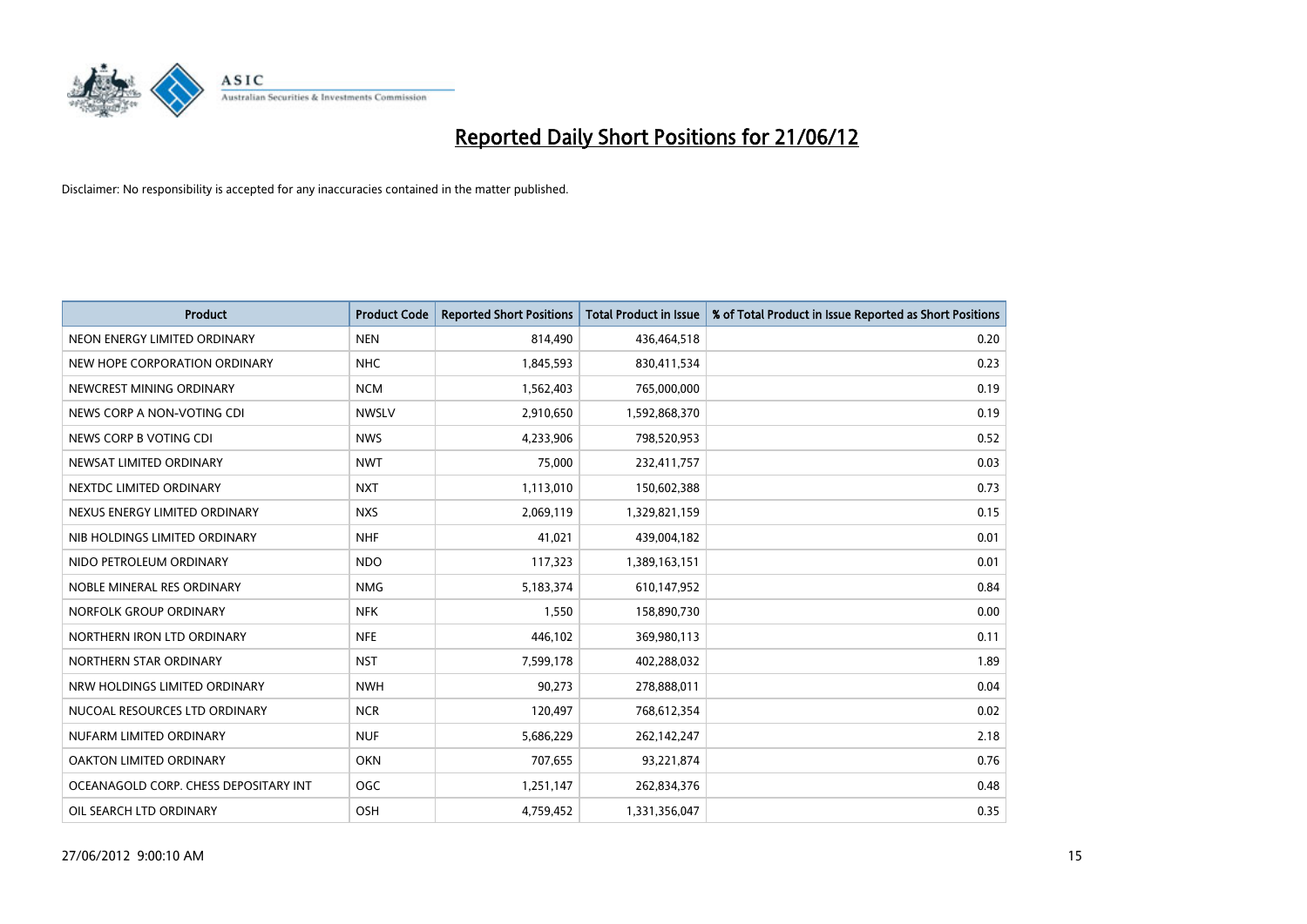# Reported Daily Short Positions for 21/06/12

Disclaimer: No responsibility is accepted for any inaccuracies contained in the matter published.

| Product | Product Code | Reported Short Positions | Total Product in Issue | % of Total Product in Issue Reported as Short Positions |
|---|---|---|---|---|
| NEON ENERGY LIMITED ORDINARY | NEN | 814,490 | 436,464,518 | 0.20 |
| NEW HOPE CORPORATION ORDINARY | NHC | 1,845,593 | 830,411,534 | 0.23 |
| NEWCREST MINING ORDINARY | NCM | 1,562,403 | 765,000,000 | 0.19 |
| NEWS CORP A NON-VOTING CDI | NWSLV | 2,910,650 | 1,592,868,370 | 0.19 |
| NEWS CORP B VOTING CDI | NWS | 4,233,906 | 798,520,953 | 0.52 |
| NEWSAT LIMITED ORDINARY | NWT | 75,000 | 232,411,757 | 0.03 |
| NEXTDC LIMITED ORDINARY | NXT | 1,113,010 | 150,602,388 | 0.73 |
| NEXUS ENERGY LIMITED ORDINARY | NXS | 2,069,119 | 1,329,821,159 | 0.15 |
| NIB HOLDINGS LIMITED ORDINARY | NHF | 41,021 | 439,004,182 | 0.01 |
| NIDO PETROLEUM ORDINARY | NDO | 117,323 | 1,389,163,151 | 0.01 |
| NOBLE MINERAL RES ORDINARY | NMG | 5,183,374 | 610,147,952 | 0.84 |
| NORFOLK GROUP ORDINARY | NFK | 1,550 | 158,890,730 | 0.00 |
| NORTHERN IRON LTD ORDINARY | NFE | 446,102 | 369,980,113 | 0.11 |
| NORTHERN STAR ORDINARY | NST | 7,599,178 | 402,288,032 | 1.89 |
| NRW HOLDINGS LIMITED ORDINARY | NWH | 90,273 | 278,888,011 | 0.04 |
| NUCOAL RESOURCES LTD ORDINARY | NCR | 120,497 | 768,612,354 | 0.02 |
| NUFARM LIMITED ORDINARY | NUF | 5,686,229 | 262,142,247 | 2.18 |
| OAKTON LIMITED ORDINARY | OKN | 707,655 | 93,221,874 | 0.76 |
| OCEANAGOLD CORP. CHESS DEPOSITARY INT | OGC | 1,251,147 | 262,834,376 | 0.48 |
| OIL SEARCH LTD ORDINARY | OSH | 4,759,452 | 1,331,356,047 | 0.35 |

27/06/2012 9:00:10 AM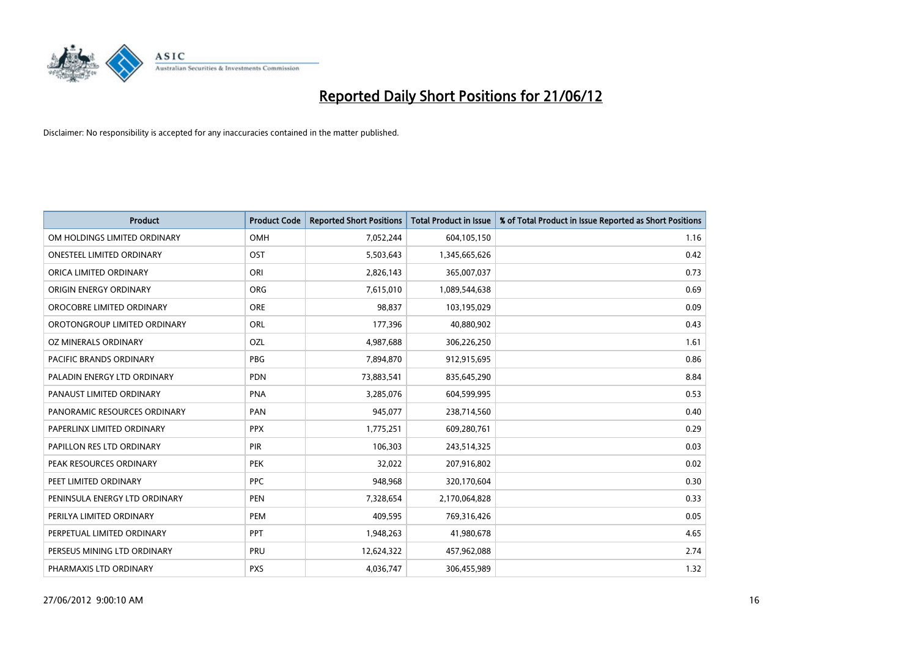# Reported Daily Short Positions for 21/06/12

Disclaimer: No responsibility is accepted for any inaccuracies contained in the matter published.

| Product | Product Code | Reported Short Positions | Total Product in Issue | % of Total Product in Issue Reported as Short Positions |
|---|---|---|---|---|
| OM HOLDINGS LIMITED ORDINARY | OMH | 7,052,244 | 604,105,150 | 1.16 |
| ONESTEEL LIMITED ORDINARY | OST | 5,503,643 | 1,345,665,626 | 0.42 |
| ORICA LIMITED ORDINARY | ORI | 2,826,143 | 365,007,037 | 0.73 |
| ORIGIN ENERGY ORDINARY | ORG | 7,615,010 | 1,089,544,638 | 0.69 |
| OROCOBRE LIMITED ORDINARY | ORE | 98,837 | 103,195,029 | 0.09 |
| OROTONGROUP LIMITED ORDINARY | ORL | 177,396 | 40,880,902 | 0.43 |
| OZ MINERALS ORDINARY | OZL | 4,987,688 | 306,226,250 | 1.61 |
| PACIFIC BRANDS ORDINARY | PBG | 7,894,870 | 912,915,695 | 0.86 |
| PALADIN ENERGY LTD ORDINARY | PDN | 73,883,541 | 835,645,290 | 8.84 |
| PANAUST LIMITED ORDINARY | PNA | 3,285,076 | 604,599,995 | 0.53 |
| PANORAMIC RESOURCES ORDINARY | PAN | 945,077 | 238,714,560 | 0.40 |
| PAPERLINX LIMITED ORDINARY | PPX | 1,775,251 | 609,280,761 | 0.29 |
| PAPILLON RES LTD ORDINARY | PIR | 106,303 | 243,514,325 | 0.03 |
| PEAK RESOURCES ORDINARY | PEK | 32,022 | 207,916,802 | 0.02 |
| PEET LIMITED ORDINARY | PPC | 948,968 | 320,170,604 | 0.30 |
| PENINSULA ENERGY LTD ORDINARY | PEN | 7,328,654 | 2,170,064,828 | 0.33 |
| PERILYA LIMITED ORDINARY | PEM | 409,595 | 769,316,426 | 0.05 |
| PERPETUAL LIMITED ORDINARY | PPT | 1,948,263 | 41,980,678 | 4.65 |
| PERSEUS MINING LTD ORDINARY | PRU | 12,624,322 | 457,962,088 | 2.74 |
| PHARMAXIS LTD ORDINARY | PXS | 4,036,747 | 306,455,989 | 1.32 |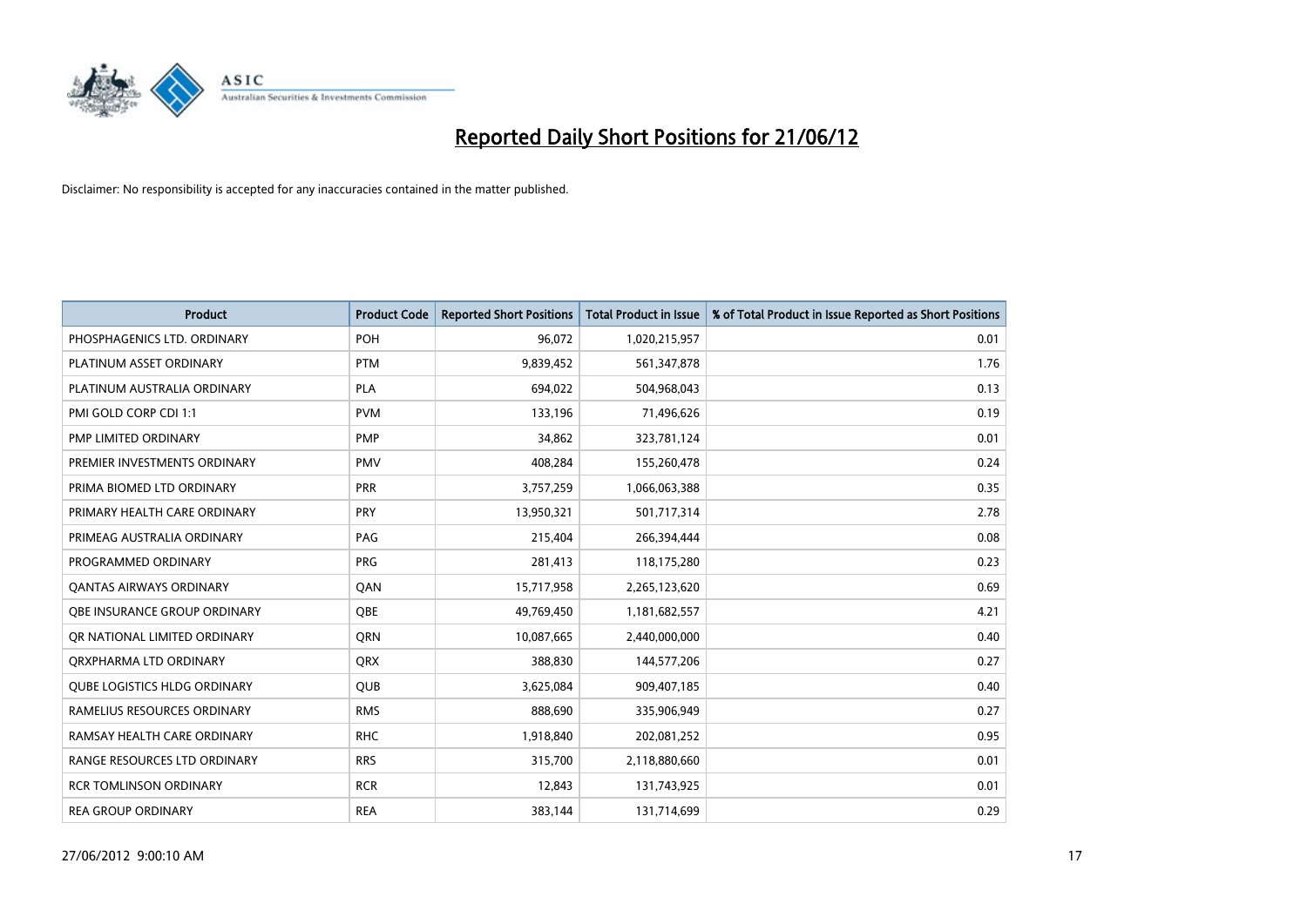# Reported Daily Short Positions for 21/06/12

Disclaimer: No responsibility is accepted for any inaccuracies contained in the matter published.

| Product | Product Code | Reported Short Positions | Total Product in Issue | % of Total Product in Issue Reported as Short Positions |
|---|---|---|---|---|
| PHOSPHAGENICS LTD. ORDINARY | POH | 96,072 | 1,020,215,957 | 0.01 |
| PLATINUM ASSET ORDINARY | PTM | 9,839,452 | 561,347,878 | 1.76 |
| PLATINUM AUSTRALIA ORDINARY | PLA | 694,022 | 504,968,043 | 0.13 |
| PMI GOLD CORP CDI 1:1 | PVM | 133,196 | 71,496,626 | 0.19 |
| PMP LIMITED ORDINARY | PMP | 34,862 | 323,781,124 | 0.01 |
| PREMIER INVESTMENTS ORDINARY | PMV | 408,284 | 155,260,478 | 0.24 |
| PRIMA BIOMED LTD ORDINARY | PRR | 3,757,259 | 1,066,063,388 | 0.35 |
| PRIMARY HEALTH CARE ORDINARY | PRY | 13,950,321 | 501,717,314 | 2.78 |
| PRIMEAG AUSTRALIA ORDINARY | PAG | 215,404 | 266,394,444 | 0.08 |
| PROGRAMMED ORDINARY | PRG | 281,413 | 118,175,280 | 0.23 |
| QANTAS AIRWAYS ORDINARY | QAN | 15,717,958 | 2,265,123,620 | 0.69 |
| QBE INSURANCE GROUP ORDINARY | QBE | 49,769,450 | 1,181,682,557 | 4.21 |
| QR NATIONAL LIMITED ORDINARY | QRN | 10,087,665 | 2,440,000,000 | 0.40 |
| QRXPHARMA LTD ORDINARY | QRX | 388,830 | 144,577,206 | 0.27 |
| QUBE LOGISTICS HLDG ORDINARY | QUB | 3,625,084 | 909,407,185 | 0.40 |
| RAMELIUS RESOURCES ORDINARY | RMS | 888,690 | 335,906,949 | 0.27 |
| RAMSAY HEALTH CARE ORDINARY | RHC | 1,918,840 | 202,081,252 | 0.95 |
| RANGE RESOURCES LTD ORDINARY | RRS | 315,700 | 2,118,880,660 | 0.01 |
| RCR TOMLINSON ORDINARY | RCR | 12,843 | 131,743,925 | 0.01 |
| REA GROUP ORDINARY | REA | 383,144 | 131,714,699 | 0.29 |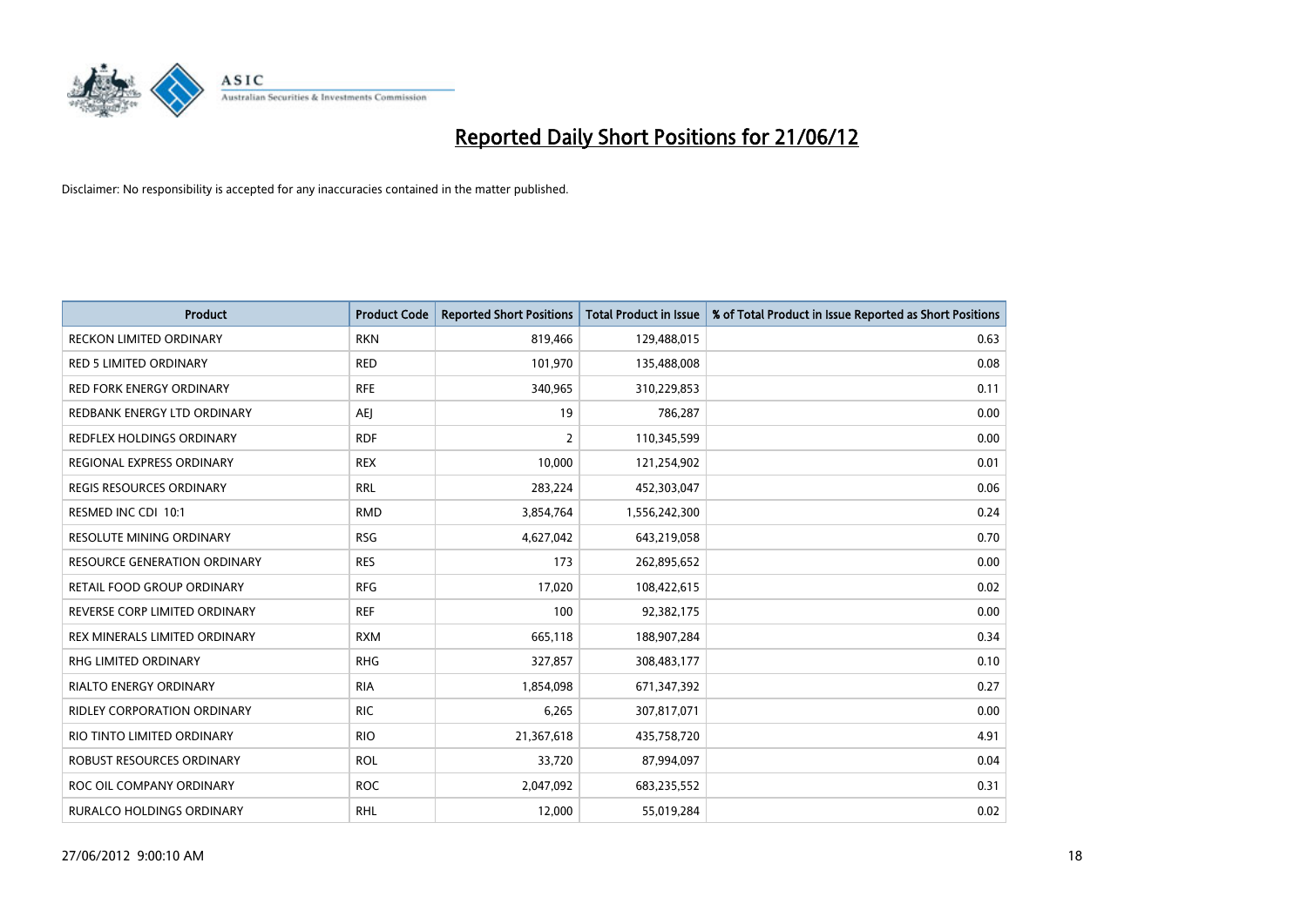# Reported Daily Short Positions for 21/06/12

Disclaimer: No responsibility is accepted for any inaccuracies contained in the matter published.

| Product | Product Code | Reported Short Positions | Total Product in Issue | % of Total Product in Issue Reported as Short Positions |
| --- | --- | --- | --- | --- |
| RECKON LIMITED ORDINARY | RKN | 819,466 | 129,488,015 | 0.63 |
| RED 5 LIMITED ORDINARY | RED | 101,970 | 135,488,008 | 0.08 |
| RED FORK ENERGY ORDINARY | RFE | 340,965 | 310,229,853 | 0.11 |
| REDBANK ENERGY LTD ORDINARY | AEJ | 19 | 786,287 | 0.00 |
| REDFLEX HOLDINGS ORDINARY | RDF | 2 | 110,345,599 | 0.00 |
| REGIONAL EXPRESS ORDINARY | REX | 10,000 | 121,254,902 | 0.01 |
| REGIS RESOURCES ORDINARY | RRL | 283,224 | 452,303,047 | 0.06 |
| RESMED INC CDI 10:1 | RMD | 3,854,764 | 1,556,242,300 | 0.24 |
| RESOLUTE MINING ORDINARY | RSG | 4,627,042 | 643,219,058 | 0.70 |
| RESOURCE GENERATION ORDINARY | RES | 173 | 262,895,652 | 0.00 |
| RETAIL FOOD GROUP ORDINARY | RFG | 17,020 | 108,422,615 | 0.02 |
| REVERSE CORP LIMITED ORDINARY | REF | 100 | 92,382,175 | 0.00 |
| REX MINERALS LIMITED ORDINARY | RXM | 665,118 | 188,907,284 | 0.34 |
| RHG LIMITED ORDINARY | RHG | 327,857 | 308,483,177 | 0.10 |
| RIALTO ENERGY ORDINARY | RIA | 1,854,098 | 671,347,392 | 0.27 |
| RIDLEY CORPORATION ORDINARY | RIC | 6,265 | 307,817,071 | 0.00 |
| RIO TINTO LIMITED ORDINARY | RIO | 21,367,618 | 435,758,720 | 4.91 |
| ROBUST RESOURCES ORDINARY | ROL | 33,720 | 87,994,097 | 0.04 |
| ROC OIL COMPANY ORDINARY | ROC | 2,047,092 | 683,235,552 | 0.31 |
| RURALCO HOLDINGS ORDINARY | RHL | 12,000 | 55,019,284 | 0.02 |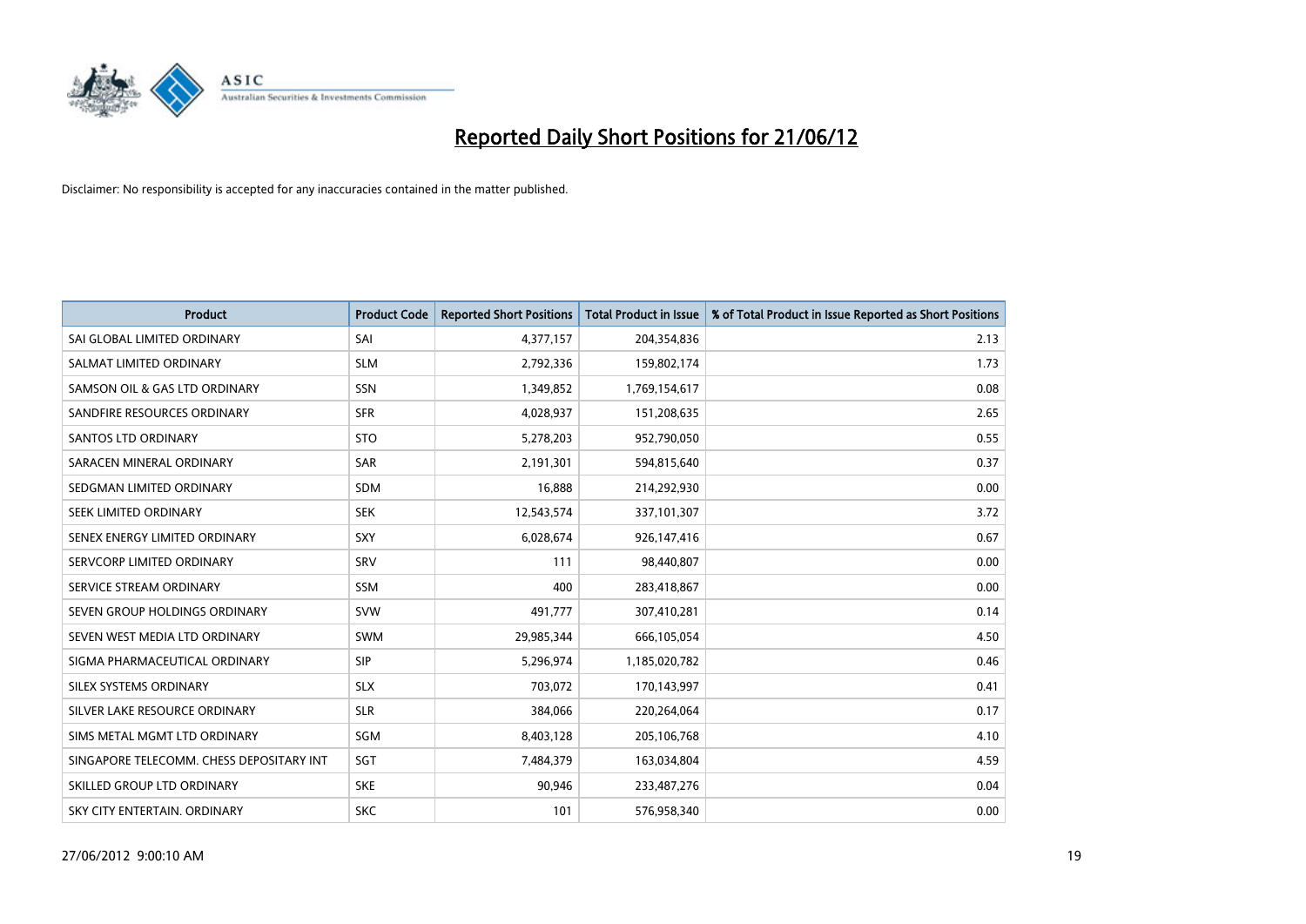# Reported Daily Short Positions for 21/06/12

Disclaimer: No responsibility is accepted for any inaccuracies contained in the matter published.

| Product | Product Code | Reported Short Positions | Total Product in Issue | % of Total Product in Issue Reported as Short Positions |
|---|---|---|---|---|
| SAI GLOBAL LIMITED ORDINARY | SAI | 4,377,157 | 204,354,836 | 2.13 |
| SALMAT LIMITED ORDINARY | SLM | 2,792,336 | 159,802,174 | 1.73 |
| SAMSON OIL & GAS LTD ORDINARY | SSN | 1,349,852 | 1,769,154,617 | 0.08 |
| SANDFIRE RESOURCES ORDINARY | SFR | 4,028,937 | 151,208,635 | 2.65 |
| SANTOS LTD ORDINARY | STO | 5,278,203 | 952,790,050 | 0.55 |
| SARACEN MINERAL ORDINARY | SAR | 2,191,301 | 594,815,640 | 0.37 |
| SEDGMAN LIMITED ORDINARY | SDM | 16,888 | 214,292,930 | 0.00 |
| SEEK LIMITED ORDINARY | SEK | 12,543,574 | 337,101,307 | 3.72 |
| SENEX ENERGY LIMITED ORDINARY | SXY | 6,028,674 | 926,147,416 | 0.67 |
| SERVCORP LIMITED ORDINARY | SRV | 111 | 98,440,807 | 0.00 |
| SERVICE STREAM ORDINARY | SSM | 400 | 283,418,867 | 0.00 |
| SEVEN GROUP HOLDINGS ORDINARY | SVW | 491,777 | 307,410,281 | 0.14 |
| SEVEN WEST MEDIA LTD ORDINARY | SWM | 29,985,344 | 666,105,054 | 4.50 |
| SIGMA PHARMACEUTICAL ORDINARY | SIP | 5,296,974 | 1,185,020,782 | 0.46 |
| SILEX SYSTEMS ORDINARY | SLX | 703,072 | 170,143,997 | 0.41 |
| SILVER LAKE RESOURCE ORDINARY | SLR | 384,066 | 220,264,064 | 0.17 |
| SIMS METAL MGMT LTD ORDINARY | SGM | 8,403,128 | 205,106,768 | 4.10 |
| SINGAPORE TELECOMM. CHESS DEPOSITARY INT | SGT | 7,484,379 | 163,034,804 | 4.59 |
| SKILLED GROUP LTD ORDINARY | SKE | 90,946 | 233,487,276 | 0.04 |
| SKY CITY ENTERTAIN. ORDINARY | SKC | 101 | 576,958,340 | 0.00 |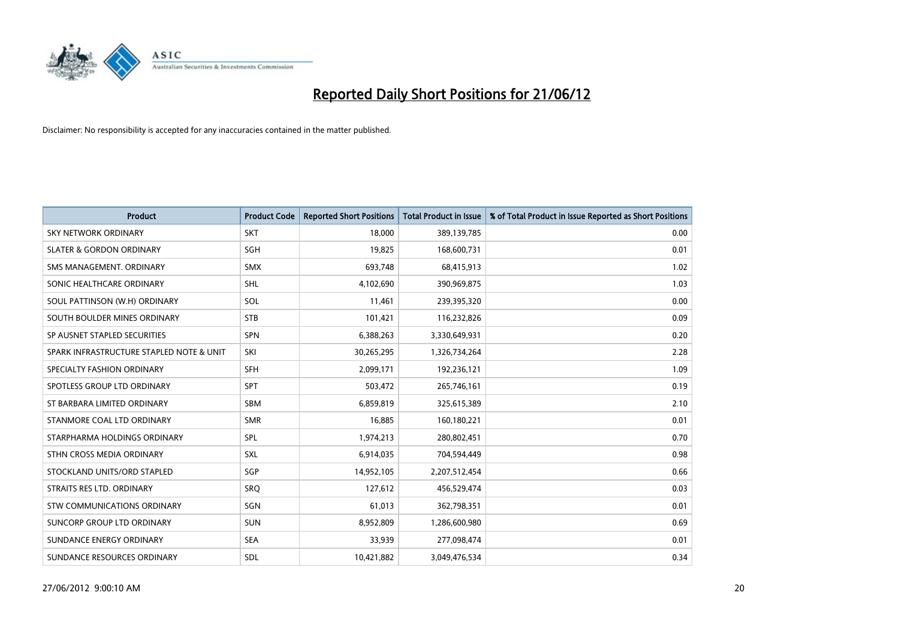# Reported Daily Short Positions for 21/06/12

Disclaimer: No responsibility is accepted for any inaccuracies contained in the matter published.

| Product | Product Code | Reported Short Positions | Total Product in Issue | % of Total Product in Issue Reported as Short Positions |
|---|---|---|---|---|
| SKY NETWORK ORDINARY | SKT | 18,000 | 389,139,785 | 0.00 |
| SLATER & GORDON ORDINARY | SGH | 19,825 | 168,600,731 | 0.01 |
| SMS MANAGEMENT. ORDINARY | SMX | 693,748 | 68,415,913 | 1.02 |
| SONIC HEALTHCARE ORDINARY | SHL | 4,102,690 | 390,969,875 | 1.03 |
| SOUL PATTINSON (W.H) ORDINARY | SOL | 11,461 | 239,395,320 | 0.00 |
| SOUTH BOULDER MINES ORDINARY | STB | 101,421 | 116,232,826 | 0.09 |
| SP AUSNET STAPLED SECURITIES | SPN | 6,388,263 | 3,330,649,931 | 0.20 |
| SPARK INFRASTRUCTURE STAPLED NOTE & UNIT | SKI | 30,265,295 | 1,326,734,264 | 2.28 |
| SPECIALTY FASHION ORDINARY | SFH | 2,099,171 | 192,236,121 | 1.09 |
| SPOTLESS GROUP LTD ORDINARY | SPT | 503,472 | 265,746,161 | 0.19 |
| ST BARBARA LIMITED ORDINARY | SBM | 6,859,819 | 325,615,389 | 2.10 |
| STANMORE COAL LTD ORDINARY | SMR | 16,885 | 160,180,221 | 0.01 |
| STARPHARMA HOLDINGS ORDINARY | SPL | 1,974,213 | 280,802,451 | 0.70 |
| STHN CROSS MEDIA ORDINARY | SXL | 6,914,035 | 704,594,449 | 0.98 |
| STOCKLAND UNITS/ORD STAPLED | SGP | 14,952,105 | 2,207,512,454 | 0.66 |
| STRAITS RES LTD. ORDINARY | SRQ | 127,612 | 456,529,474 | 0.03 |
| STW COMMUNICATIONS ORDINARY | SGN | 61,013 | 362,798,351 | 0.01 |
| SUNCORP GROUP LTD ORDINARY | SUN | 8,952,809 | 1,286,600,980 | 0.69 |
| SUNDANCE ENERGY ORDINARY | SEA | 33,939 | 277,098,474 | 0.01 |
| SUNDANCE RESOURCES ORDINARY | SDL | 10,421,882 | 3,049,476,534 | 0.34 |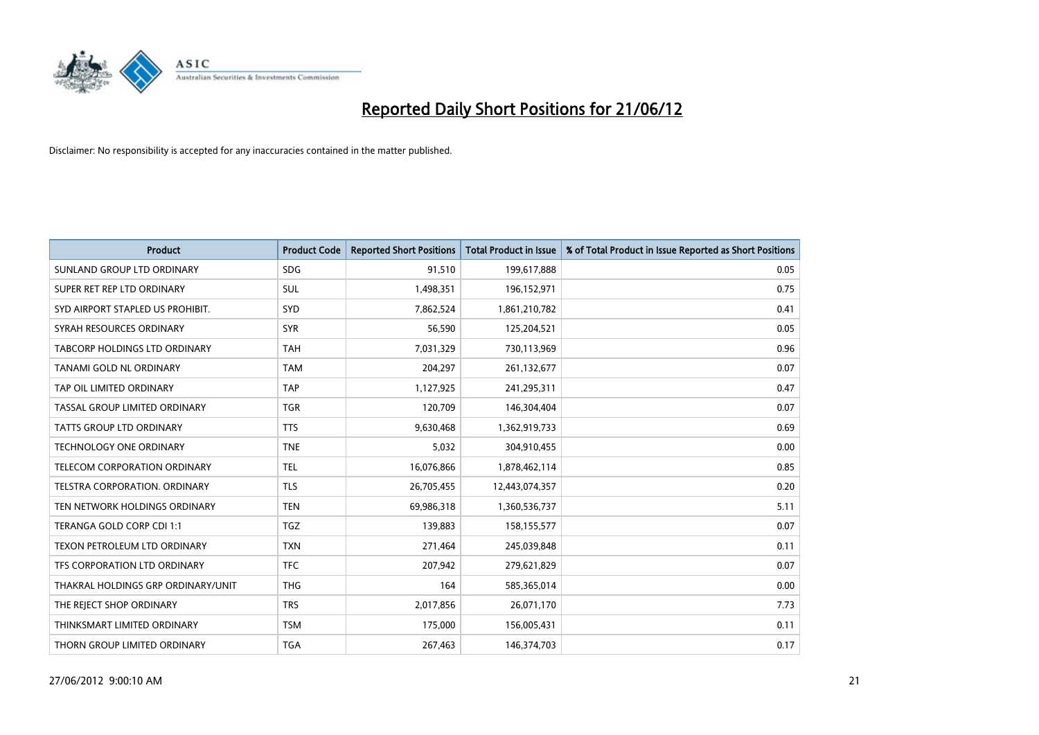# Reported Daily Short Positions for 21/06/12

Disclaimer: No responsibility is accepted for any inaccuracies contained in the matter published.

| Product | Product Code | Reported Short Positions | Total Product in Issue | % of Total Product in Issue Reported as Short Positions |
|---|---|---|---|---|
| SUNLAND GROUP LTD ORDINARY | SDG | 91,510 | 199,617,888 | 0.05 |
| SUPER RET REP LTD ORDINARY | SUL | 1,498,351 | 196,152,971 | 0.75 |
| SYD AIRPORT STAPLED US PROHIBIT. | SYD | 7,862,524 | 1,861,210,782 | 0.41 |
| SYRAH RESOURCES ORDINARY | SYR | 56,590 | 125,204,521 | 0.05 |
| TABCORP HOLDINGS LTD ORDINARY | TAH | 7,031,329 | 730,113,969 | 0.96 |
| TANAMI GOLD NL ORDINARY | TAM | 204,297 | 261,132,677 | 0.07 |
| TAP OIL LIMITED ORDINARY | TAP | 1,127,925 | 241,295,311 | 0.47 |
| TASSAL GROUP LIMITED ORDINARY | TGR | 120,709 | 146,304,404 | 0.07 |
| TATTS GROUP LTD ORDINARY | TTS | 9,630,468 | 1,362,919,733 | 0.69 |
| TECHNOLOGY ONE ORDINARY | TNE | 5,032 | 304,910,455 | 0.00 |
| TELECOM CORPORATION ORDINARY | TEL | 16,076,866 | 1,878,462,114 | 0.85 |
| TELSTRA CORPORATION. ORDINARY | TLS | 26,705,455 | 12,443,074,357 | 0.20 |
| TEN NETWORK HOLDINGS ORDINARY | TEN | 69,986,318 | 1,360,536,737 | 5.11 |
| TERANGA GOLD CORP CDI 1:1 | TGZ | 139,883 | 158,155,577 | 0.07 |
| TEXON PETROLEUM LTD ORDINARY | TXN | 271,464 | 245,039,848 | 0.11 |
| TFS CORPORATION LTD ORDINARY | TFC | 207,942 | 279,621,829 | 0.07 |
| THAKRAL HOLDINGS GRP ORDINARY/UNIT | THG | 164 | 585,365,014 | 0.00 |
| THE REJECT SHOP ORDINARY | TRS | 2,017,856 | 26,071,170 | 7.73 |
| THINKSMART LIMITED ORDINARY | TSM | 175,000 | 156,005,431 | 0.11 |
| THORN GROUP LIMITED ORDINARY | TGA | 267,463 | 146,374,703 | 0.17 |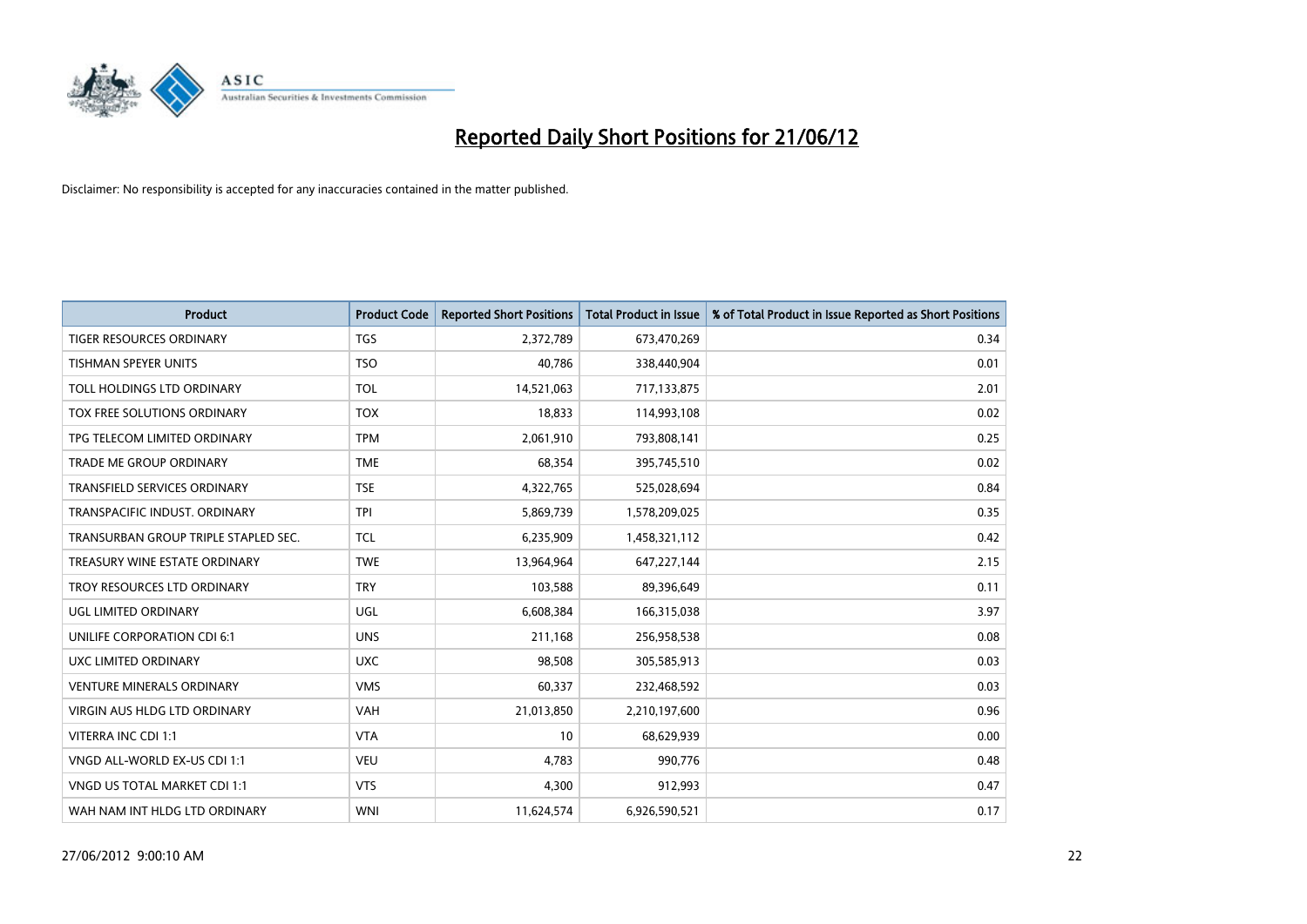# Reported Daily Short Positions for 21/06/12

Disclaimer: No responsibility is accepted for any inaccuracies contained in the matter published.

| Product | Product Code | Reported Short Positions | Total Product in Issue | % of Total Product in Issue Reported as Short Positions |
|---|---|---|---|---|
| TIGER RESOURCES ORDINARY | TGS | 2,372,789 | 673,470,269 | 0.34 |
| TISHMAN SPEYER UNITS | TSO | 40,786 | 338,440,904 | 0.01 |
| TOLL HOLDINGS LTD ORDINARY | TOL | 14,521,063 | 717,133,875 | 2.01 |
| TOX FREE SOLUTIONS ORDINARY | TOX | 18,833 | 114,993,108 | 0.02 |
| TPG TELECOM LIMITED ORDINARY | TPM | 2,061,910 | 793,808,141 | 0.25 |
| TRADE ME GROUP ORDINARY | TME | 68,354 | 395,745,510 | 0.02 |
| TRANSFIELD SERVICES ORDINARY | TSE | 4,322,765 | 525,028,694 | 0.84 |
| TRANSPACIFIC INDUST. ORDINARY | TPI | 5,869,739 | 1,578,209,025 | 0.35 |
| TRANSURBAN GROUP TRIPLE STAPLED SEC. | TCL | 6,235,909 | 1,458,321,112 | 0.42 |
| TREASURY WINE ESTATE ORDINARY | TWE | 13,964,964 | 647,227,144 | 2.15 |
| TROY RESOURCES LTD ORDINARY | TRY | 103,588 | 89,396,649 | 0.11 |
| UGL LIMITED ORDINARY | UGL | 6,608,384 | 166,315,038 | 3.97 |
| UNILIFE CORPORATION CDI 6:1 | UNS | 211,168 | 256,958,538 | 0.08 |
| UXC LIMITED ORDINARY | UXC | 98,508 | 305,585,913 | 0.03 |
| VENTURE MINERALS ORDINARY | VMS | 60,337 | 232,468,592 | 0.03 |
| VIRGIN AUS HLDG LTD ORDINARY | VAH | 21,013,850 | 2,210,197,600 | 0.96 |
| VITERRA INC CDI 1:1 | VTA | 10 | 68,629,939 | 0.00 |
| VNGD ALL-WORLD EX-US CDI 1:1 | VEU | 4,783 | 990,776 | 0.48 |
| VNGD US TOTAL MARKET CDI 1:1 | VTS | 4,300 | 912,993 | 0.47 |
| WAH NAM INT HLDG LTD ORDINARY | WNI | 11,624,574 | 6,926,590,521 | 0.17 |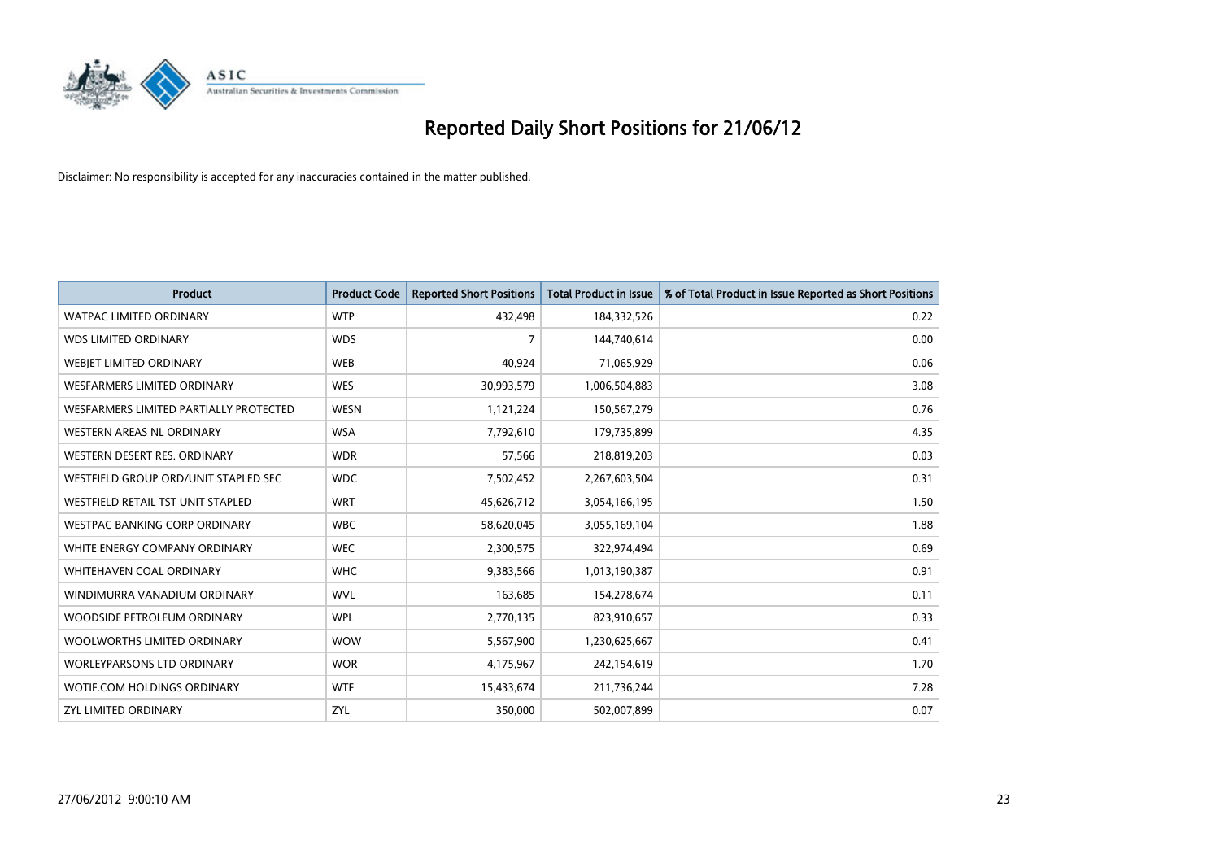# Reported Daily Short Positions for 21/06/12

Disclaimer: No responsibility is accepted for any inaccuracies contained in the matter published.

| Product | Product Code | Reported Short Positions | Total Product in Issue | % of Total Product in Issue Reported as Short Positions |
|---|---|---|---|---|
| WATPAC LIMITED ORDINARY | WTP | 432,498 | 184,332,526 | 0.22 |
| WDS LIMITED ORDINARY | WDS | 7 | 144,740,614 | 0.00 |
| WEBJET LIMITED ORDINARY | WEB | 40,924 | 71,065,929 | 0.06 |
| WESFARMERS LIMITED ORDINARY | WES | 30,993,579 | 1,006,504,883 | 3.08 |
| WESFARMERS LIMITED PARTIALLY PROTECTED | WESN | 1,121,224 | 150,567,279 | 0.76 |
| WESTERN AREAS NL ORDINARY | WSA | 7,792,610 | 179,735,899 | 4.35 |
| WESTERN DESERT RES. ORDINARY | WDR | 57,566 | 218,819,203 | 0.03 |
| WESTFIELD GROUP ORD/UNIT STAPLED SEC | WDC | 7,502,452 | 2,267,603,504 | 0.31 |
| WESTFIELD RETAIL TST UNIT STAPLED | WRT | 45,626,712 | 3,054,166,195 | 1.50 |
| WESTPAC BANKING CORP ORDINARY | WBC | 58,620,045 | 3,055,169,104 | 1.88 |
| WHITE ENERGY COMPANY ORDINARY | WEC | 2,300,575 | 322,974,494 | 0.69 |
| WHITEHAVEN COAL ORDINARY | WHC | 9,383,566 | 1,013,190,387 | 0.91 |
| WINDIMURRA VANADIUM ORDINARY | WVL | 163,685 | 154,278,674 | 0.11 |
| WOODSIDE PETROLEUM ORDINARY | WPL | 2,770,135 | 823,910,657 | 0.33 |
| WOOLWORTHS LIMITED ORDINARY | WOW | 5,567,900 | 1,230,625,667 | 0.41 |
| WORLEYPARSONS LTD ORDINARY | WOR | 4,175,967 | 242,154,619 | 1.70 |
| WOTIF.COM HOLDINGS ORDINARY | WTF | 15,433,674 | 211,736,244 | 7.28 |
| ZYL LIMITED ORDINARY | ZYL | 350,000 | 502,007,899 | 0.07 |

27/06/2012 9:00:10 AM